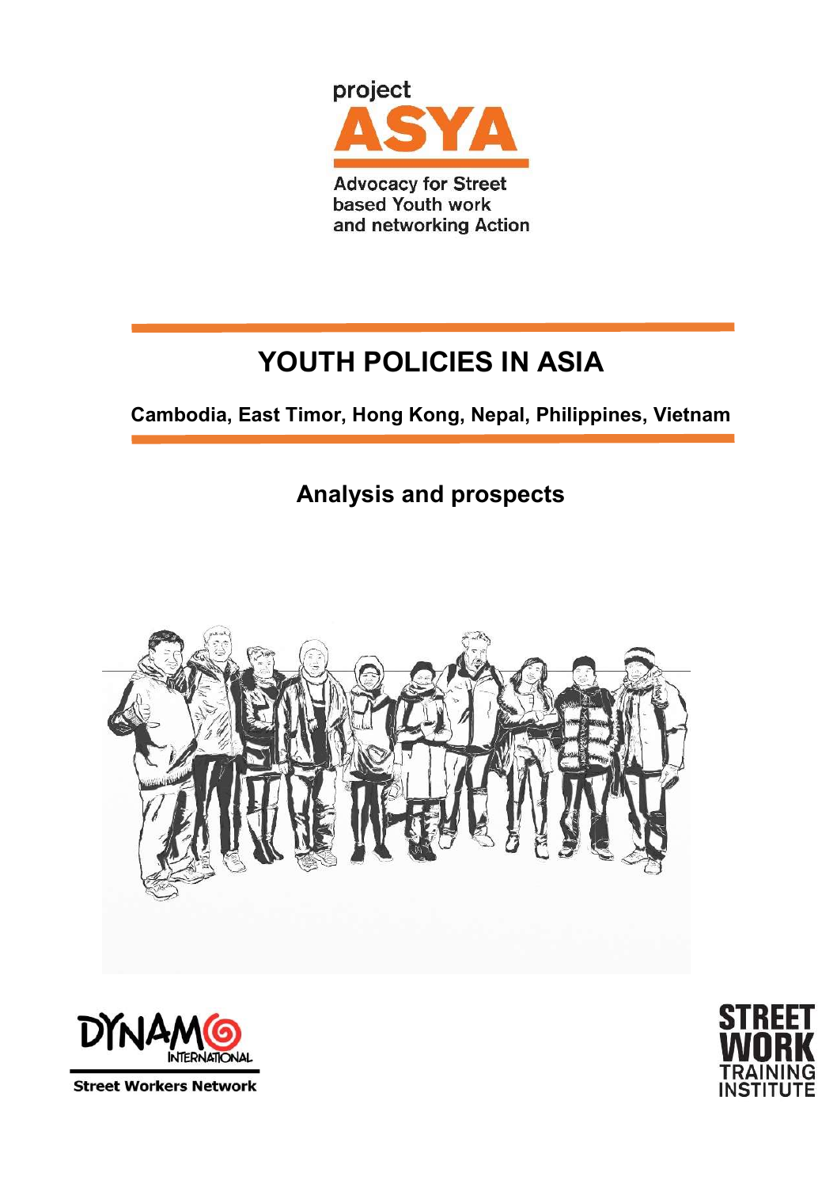project

**ASYA**

Advocacy for Street based Youth work and networking Action

# YOUTH POLICIES IN ASIA

**Cambodia, East Timor, Hong Kong, Nepal, Philippines, Vietnam**

## Analysis and prospects

DYNAMO INTERNATIONAL

Street Workers Network

STREET WORK TRAINING INSTITUTE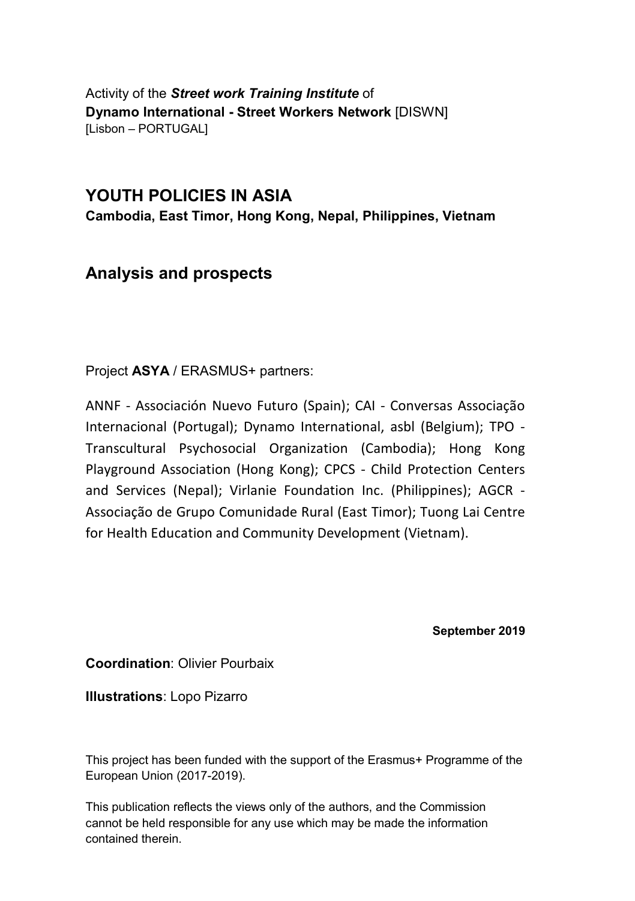Activity of the ***Street work Training Institute*** of
**Dynamo International - Street Workers Network** [DISWN]
[Lisbon – PORTUGAL]

# YOUTH POLICIES IN ASIA

**Cambodia, East Timor, Hong Kong, Nepal, Philippines, Vietnam**

## Analysis and prospects

Project **ASYA** / ERASMUS+ partners:

ANNF - Associación Nuevo Futuro (Spain); CAI - Conversas Associação Internacional (Portugal); Dynamo International, asbl (Belgium); TPO - Transcultural Psychosocial Organization (Cambodia); Hong Kong Playground Association (Hong Kong); CPCS - Child Protection Centers and Services (Nepal); Virlanie Foundation Inc. (Philippines); AGCR - Associação de Grupo Comunidade Rural (East Timor); Tuong Lai Centre for Health Education and Community Development (Vietnam).

**September 2019**

**Coordination**: Olivier Pourbaix

**Illustrations**: Lopo Pizarro

This project has been funded with the support of the Erasmus+ Programme of the European Union (2017-2019).

This publication reflects the views only of the authors, and the Commission cannot be held responsible for any use which may be made the information contained therein.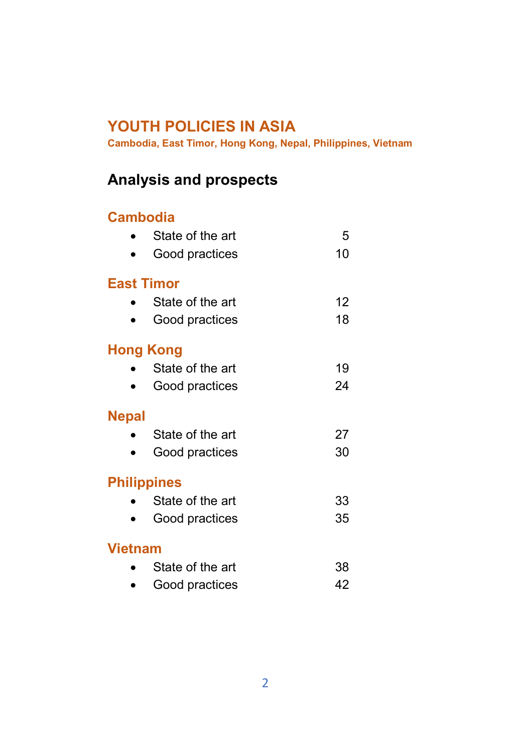# YOUTH POLICIES IN ASIA

**Cambodia, East Timor, Hong Kong, Nepal, Philippines, Vietnam**

## Analysis and prospects

### Cambodia

- State of the art 5
- Good practices 10

### East Timor

- State of the art 12
- Good practices 18

### Hong Kong

- State of the art 19
- Good practices 24

### Nepal

- State of the art 27
- Good practices 30

### Philippines

- State of the art 33
- Good practices 35

### Vietnam

- State of the art 38
- Good practices 42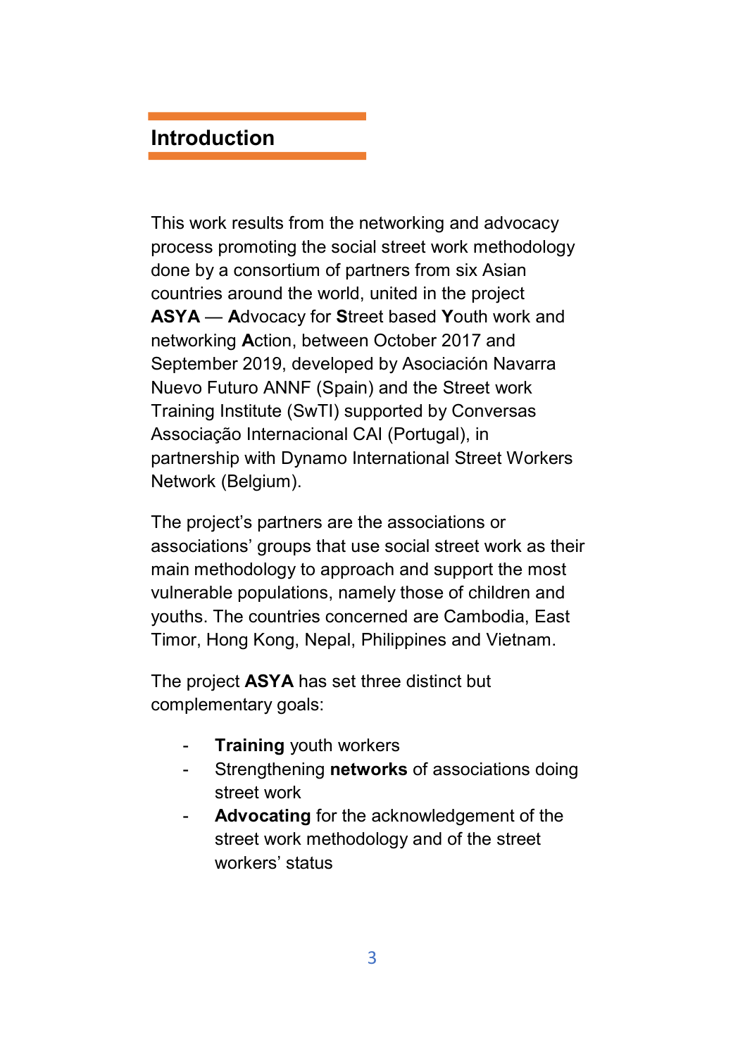## Introduction

This work results from the networking and advocacy process promoting the social street work methodology done by a consortium of partners from six Asian countries around the world, united in the project **ASYA** — **A**dvocacy for **S**treet based **Y**outh work and networking **A**ction, between October 2017 and September 2019, developed by Asociación Navarra Nuevo Futuro ANNF (Spain) and the Street work Training Institute (SwTI) supported by Conversas Associação Internacional CAI (Portugal), in partnership with Dynamo International Street Workers Network (Belgium).

The project's partners are the associations or associations' groups that use social street work as their main methodology to approach and support the most vulnerable populations, namely those of children and youths. The countries concerned are Cambodia, East Timor, Hong Kong, Nepal, Philippines and Vietnam.

The project **ASYA** has set three distinct but complementary goals:

- **Training** youth workers
- Strengthening **networks** of associations doing street work
- **Advocating** for the acknowledgement of the street work methodology and of the street workers' status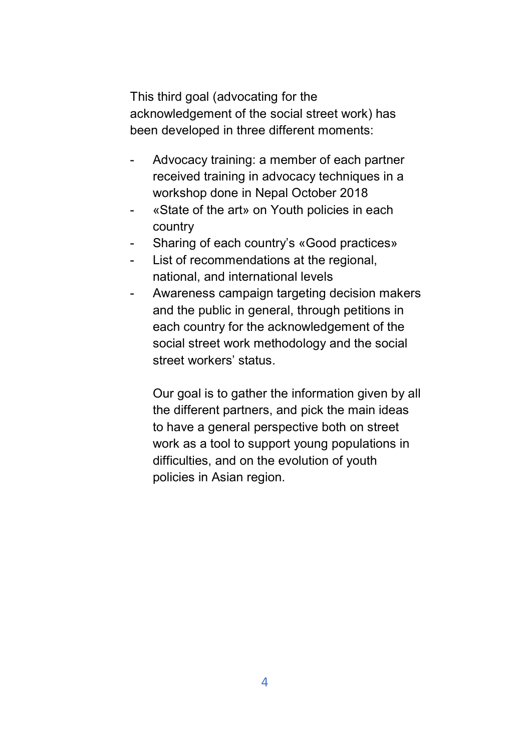This third goal (advocating for the acknowledgement of the social street work) has been developed in three different moments:

- Advocacy training: a member of each partner received training in advocacy techniques in a workshop done in Nepal October 2018
- «State of the art» on Youth policies in each country
- Sharing of each country's «Good practices»
- List of recommendations at the regional, national, and international levels
- Awareness campaign targeting decision makers and the public in general, through petitions in each country for the acknowledgement of the social street work methodology and the social street workers' status.

Our goal is to gather the information given by all the different partners, and pick the main ideas to have a general perspective both on street work as a tool to support young populations in difficulties, and on the evolution of youth policies in Asian region.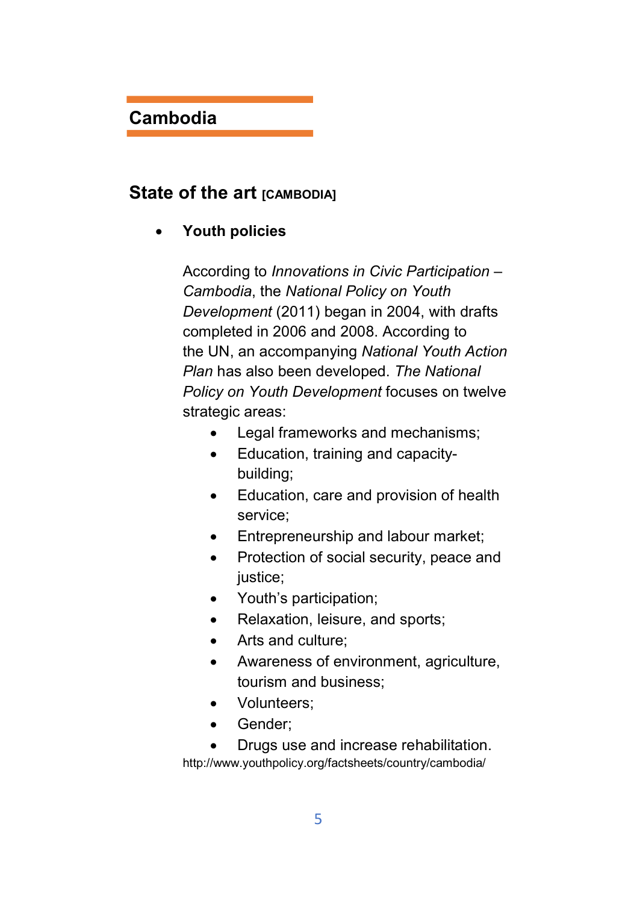# Cambodia

## State of the art [CAMBODIA]

- **Youth policies**

  According to *Innovations in Civic Participation – Cambodia*, the *National Policy on Youth Development* (2011) began in 2004, with drafts completed in 2006 and 2008. According to the UN, an accompanying *National Youth Action Plan* has also been developed. *The National Policy on Youth Development* focuses on twelve strategic areas:

  - Legal frameworks and mechanisms;
  - Education, training and capacity-building;
  - Education, care and provision of health service;
  - Entrepreneurship and labour market;
  - Protection of social security, peace and justice;
  - Youth's participation;
  - Relaxation, leisure, and sports;
  - Arts and culture;
  - Awareness of environment, agriculture, tourism and business;
  - Volunteers;
  - Gender;
  - Drugs use and increase rehabilitation.

  http://www.youthpolicy.org/factsheets/country/cambodia/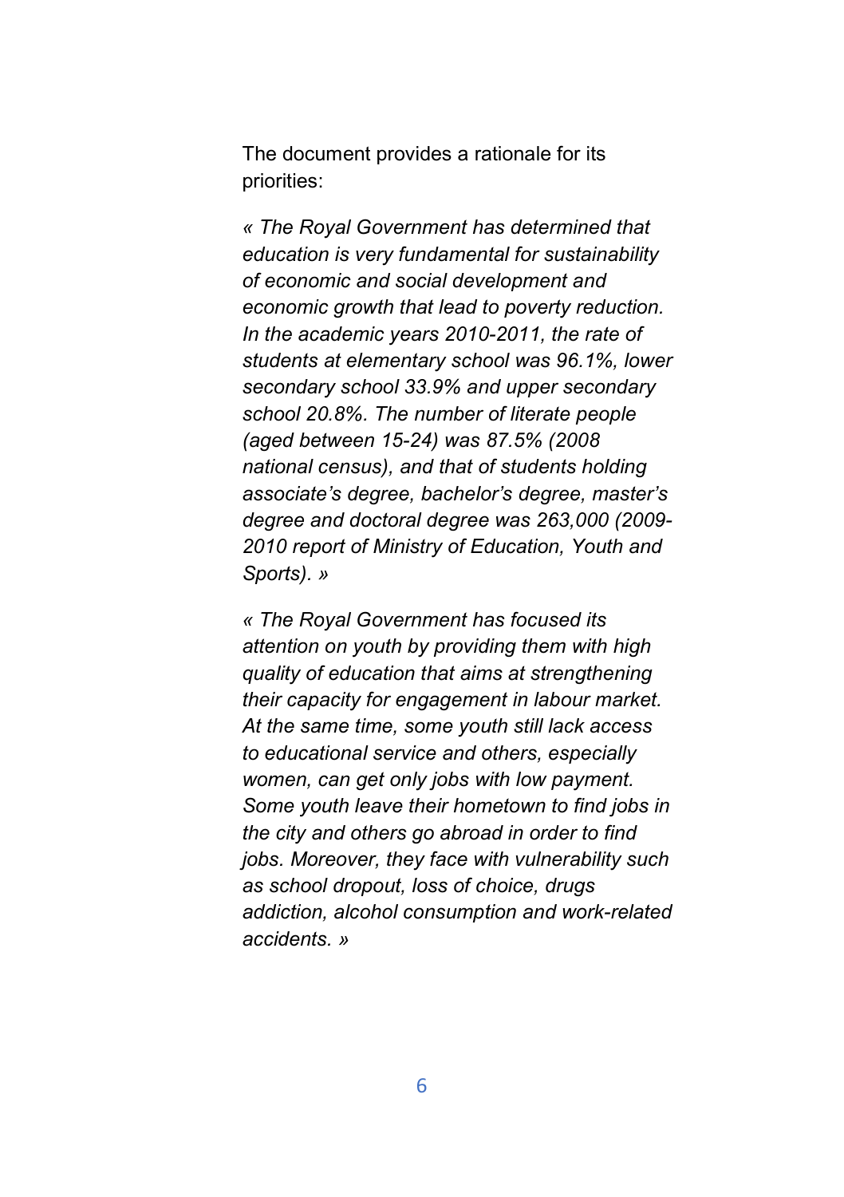The document provides a rationale for its priorities:

*« The Royal Government has determined that education is very fundamental for sustainability of economic and social development and economic growth that lead to poverty reduction. In the academic years 2010-2011, the rate of students at elementary school was 96.1%, lower secondary school 33.9% and upper secondary school 20.8%. The number of literate people (aged between 15-24) was 87.5% (2008 national census), and that of students holding associate's degree, bachelor's degree, master's degree and doctoral degree was 263,000 (2009-2010 report of Ministry of Education, Youth and Sports). »*

*« The Royal Government has focused its attention on youth by providing them with high quality of education that aims at strengthening their capacity for engagement in labour market. At the same time, some youth still lack access to educational service and others, especially women, can get only jobs with low payment. Some youth leave their hometown to find jobs in the city and others go abroad in order to find jobs. Moreover, they face with vulnerability such as school dropout, loss of choice, drugs addiction, alcohol consumption and work-related accidents. »*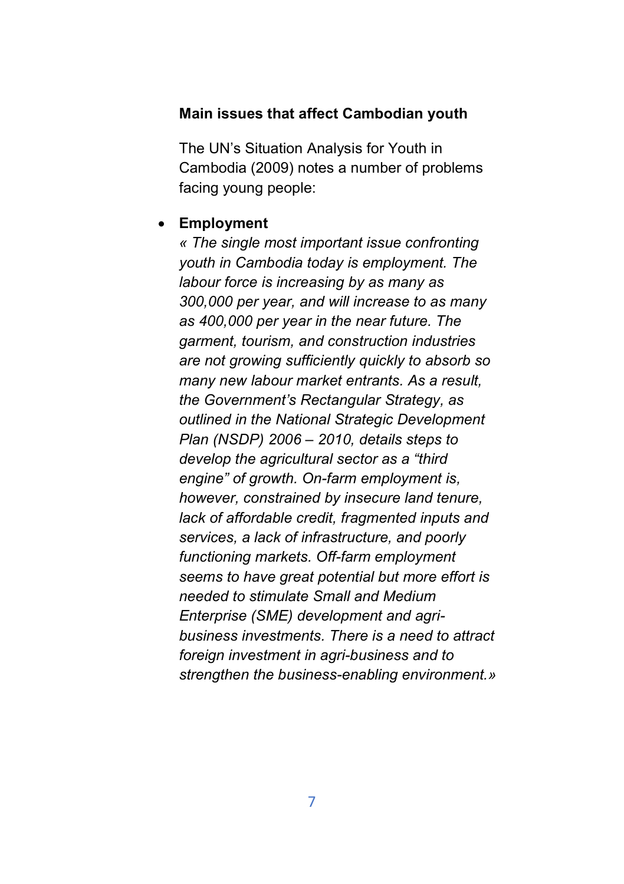**Main issues that affect Cambodian youth**

The UN's Situation Analysis for Youth in Cambodia (2009) notes a number of problems facing young people:

- **Employment**
  *« The single most important issue confronting youth in Cambodia today is employment. The labour force is increasing by as many as 300,000 per year, and will increase to as many as 400,000 per year in the near future. The garment, tourism, and construction industries are not growing sufficiently quickly to absorb so many new labour market entrants. As a result, the Government's Rectangular Strategy, as outlined in the National Strategic Development Plan (NSDP) 2006 – 2010, details steps to develop the agricultural sector as a "third engine" of growth. On-farm employment is, however, constrained by insecure land tenure, lack of affordable credit, fragmented inputs and services, a lack of infrastructure, and poorly functioning markets. Off-farm employment seems to have great potential but more effort is needed to stimulate Small and Medium Enterprise (SME) development and agri-business investments. There is a need to attract foreign investment in agri-business and to strengthen the business-enabling environment.»*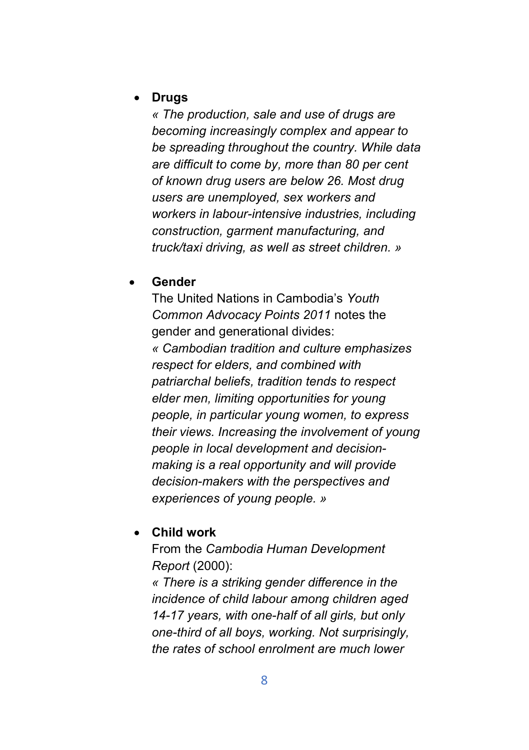- **Drugs**
  *« The production, sale and use of drugs are becoming increasingly complex and appear to be spreading throughout the country. While data are difficult to come by, more than 80 per cent of known drug users are below 26. Most drug users are unemployed, sex workers and workers in labour-intensive industries, including construction, garment manufacturing, and truck/taxi driving, as well as street children. »*

- **Gender**
  The United Nations in Cambodia's *Youth Common Advocacy Points 2011* notes the gender and generational divides:
  *« Cambodian tradition and culture emphasizes respect for elders, and combined with patriarchal beliefs, tradition tends to respect elder men, limiting opportunities for young people, in particular young women, to express their views. Increasing the involvement of young people in local development and decision-making is a real opportunity and will provide decision-makers with the perspectives and experiences of young people. »*

- **Child work**
  From the *Cambodia Human Development Report* (2000):
  *« There is a striking gender difference in the incidence of child labour among children aged 14-17 years, with one-half of all girls, but only one-third of all boys, working. Not surprisingly, the rates of school enrolment are much lower*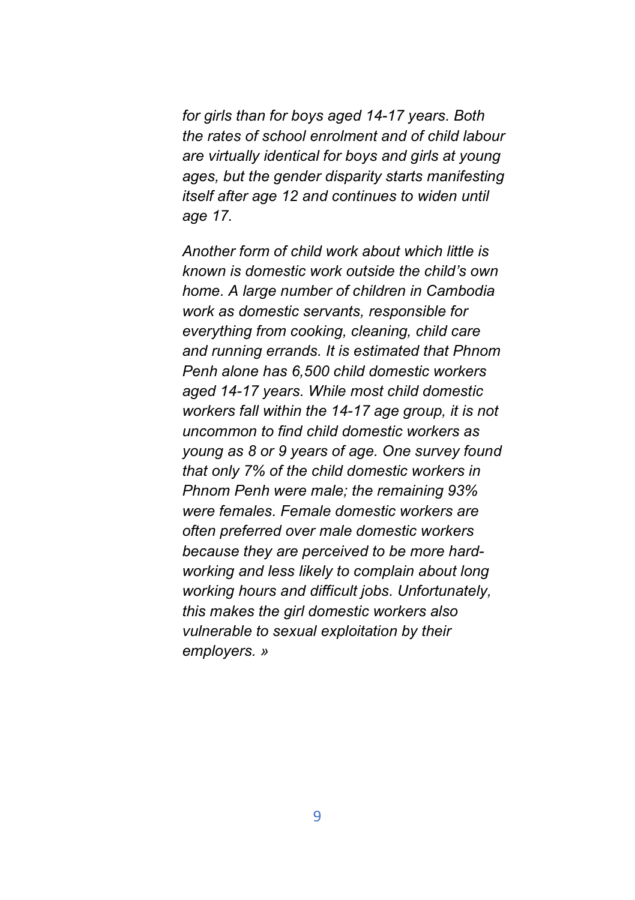*for girls than for boys aged 14-17 years. Both the rates of school enrolment and of child labour are virtually identical for boys and girls at young ages, but the gender disparity starts manifesting itself after age 12 and continues to widen until age 17.*

*Another form of child work about which little is known is domestic work outside the child's own home. A large number of children in Cambodia work as domestic servants, responsible for everything from cooking, cleaning, child care and running errands. It is estimated that Phnom Penh alone has 6,500 child domestic workers aged 14-17 years. While most child domestic workers fall within the 14-17 age group, it is not uncommon to find child domestic workers as young as 8 or 9 years of age. One survey found that only 7% of the child domestic workers in Phnom Penh were male; the remaining 93% were females. Female domestic workers are often preferred over male domestic workers because they are perceived to be more hard-working and less likely to complain about long working hours and difficult jobs. Unfortunately, this makes the girl domestic workers also vulnerable to sexual exploitation by their employers. »*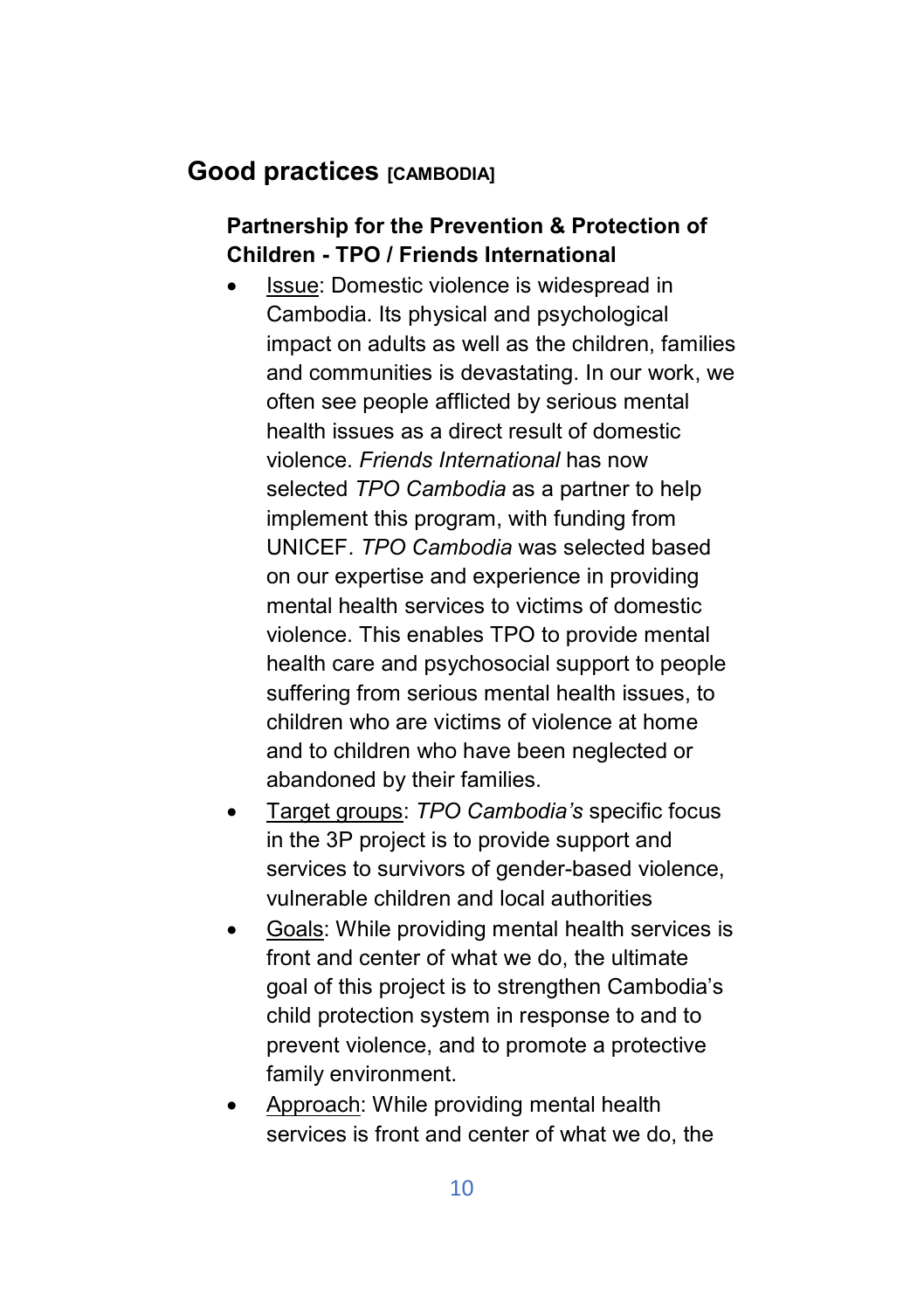## Good practices [CAMBODIA]

### Partnership for the Prevention & Protection of Children - TPO / Friends International

- Issue: Domestic violence is widespread in Cambodia. Its physical and psychological impact on adults as well as the children, families and communities is devastating. In our work, we often see people afflicted by serious mental health issues as a direct result of domestic violence. *Friends International* has now selected *TPO Cambodia* as a partner to help implement this program, with funding from UNICEF. *TPO Cambodia* was selected based on our expertise and experience in providing mental health services to victims of domestic violence. This enables TPO to provide mental health care and psychosocial support to people suffering from serious mental health issues, to children who are victims of violence at home and to children who have been neglected or abandoned by their families.
- Target groups: *TPO Cambodia's* specific focus in the 3P project is to provide support and services to survivors of gender-based violence, vulnerable children and local authorities
- Goals: While providing mental health services is front and center of what we do, the ultimate goal of this project is to strengthen Cambodia's child protection system in response to and to prevent violence, and to promote a protective family environment.
- Approach: While providing mental health services is front and center of what we do, the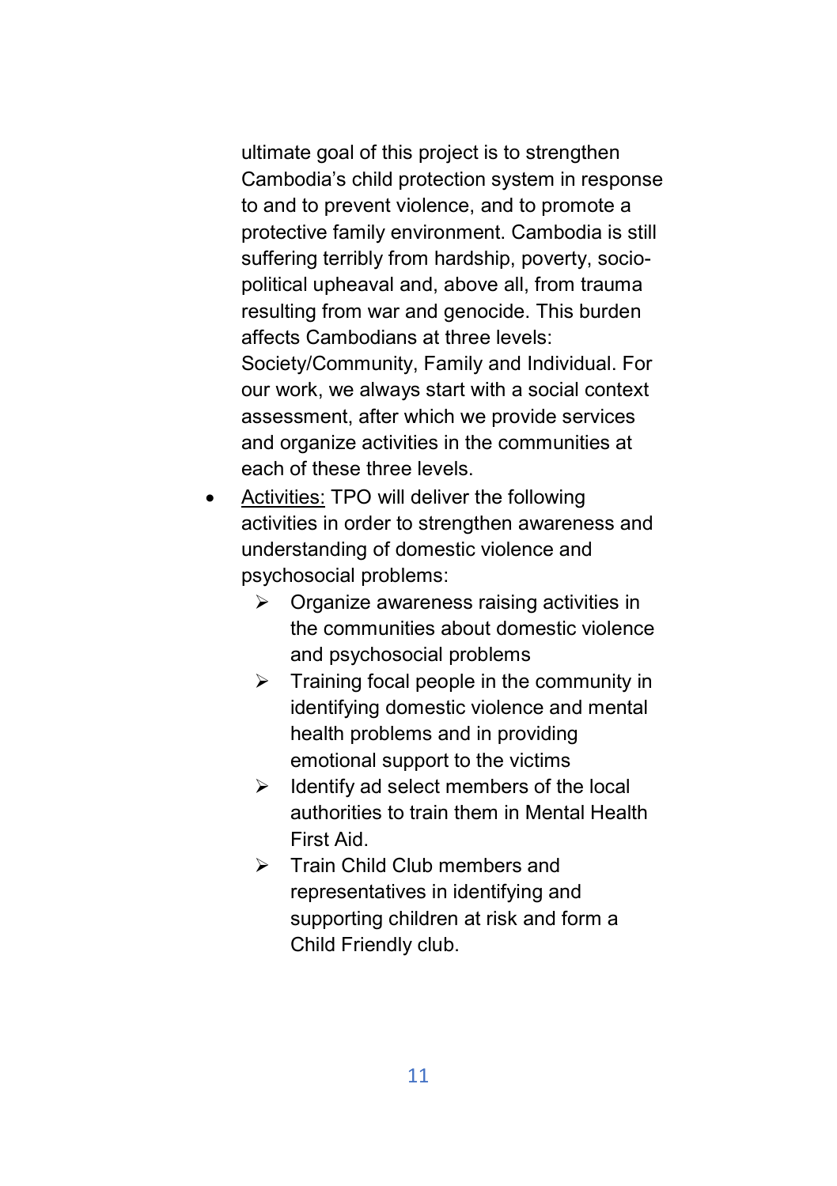ultimate goal of this project is to strengthen Cambodia's child protection system in response to and to prevent violence, and to promote a protective family environment. Cambodia is still suffering terribly from hardship, poverty, socio-political upheaval and, above all, from trauma resulting from war and genocide. This burden affects Cambodians at three levels: Society/Community, Family and Individual. For our work, we always start with a social context assessment, after which we provide services and organize activities in the communities at each of these three levels.

- <u>Activities:</u> TPO will deliver the following activities in order to strengthen awareness and understanding of domestic violence and psychosocial problems:
  - Organize awareness raising activities in the communities about domestic violence and psychosocial problems
  - Training focal people in the community in identifying domestic violence and mental health problems and in providing emotional support to the victims
  - Identify ad select members of the local authorities to train them in Mental Health First Aid.
  - Train Child Club members and representatives in identifying and supporting children at risk and form a Child Friendly club.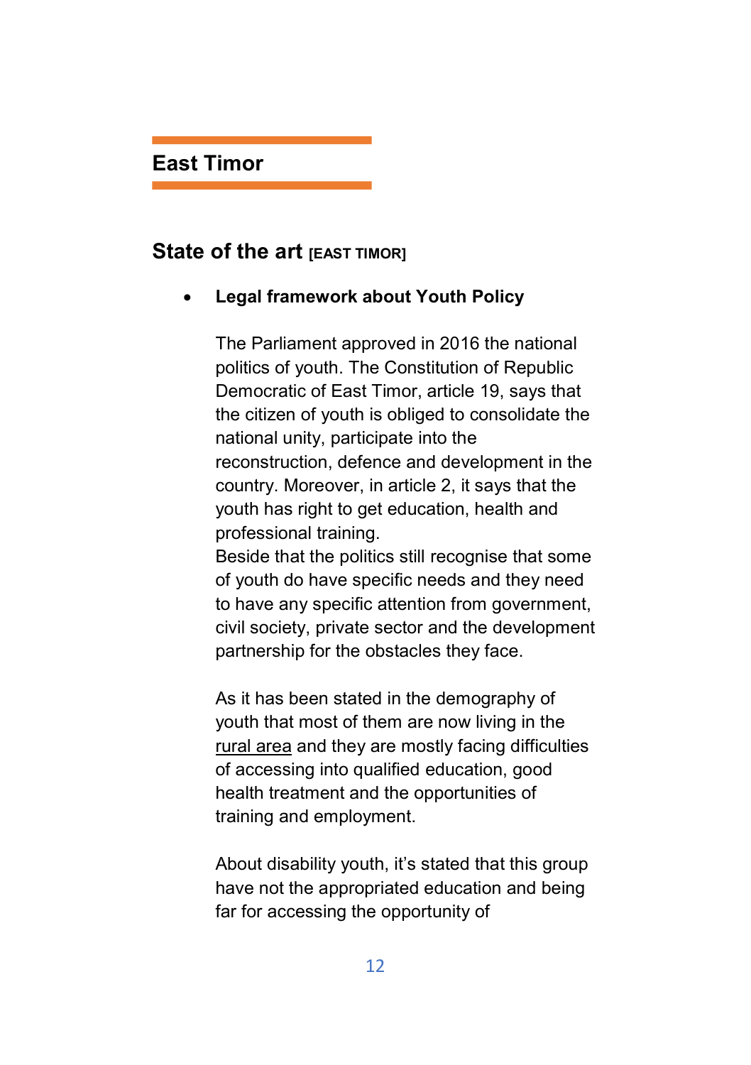# East Timor

## State of the art [EAST TIMOR]

- **Legal framework about Youth Policy**

  The Parliament approved in 2016 the national politics of youth. The Constitution of Republic Democratic of East Timor, article 19, says that the citizen of youth is obliged to consolidate the national unity, participate into the reconstruction, defence and development in the country. Moreover, in article 2, it says that the youth has right to get education, health and professional training.
  Beside that the politics still recognise that some of youth do have specific needs and they need to have any specific attention from government, civil society, private sector and the development partnership for the obstacles they face.

  As it has been stated in the demography of youth that most of them are now living in the rural area and they are mostly facing difficulties of accessing into qualified education, good health treatment and the opportunities of training and employment.

  About disability youth, it's stated that this group have not the appropriated education and being far for accessing the opportunity of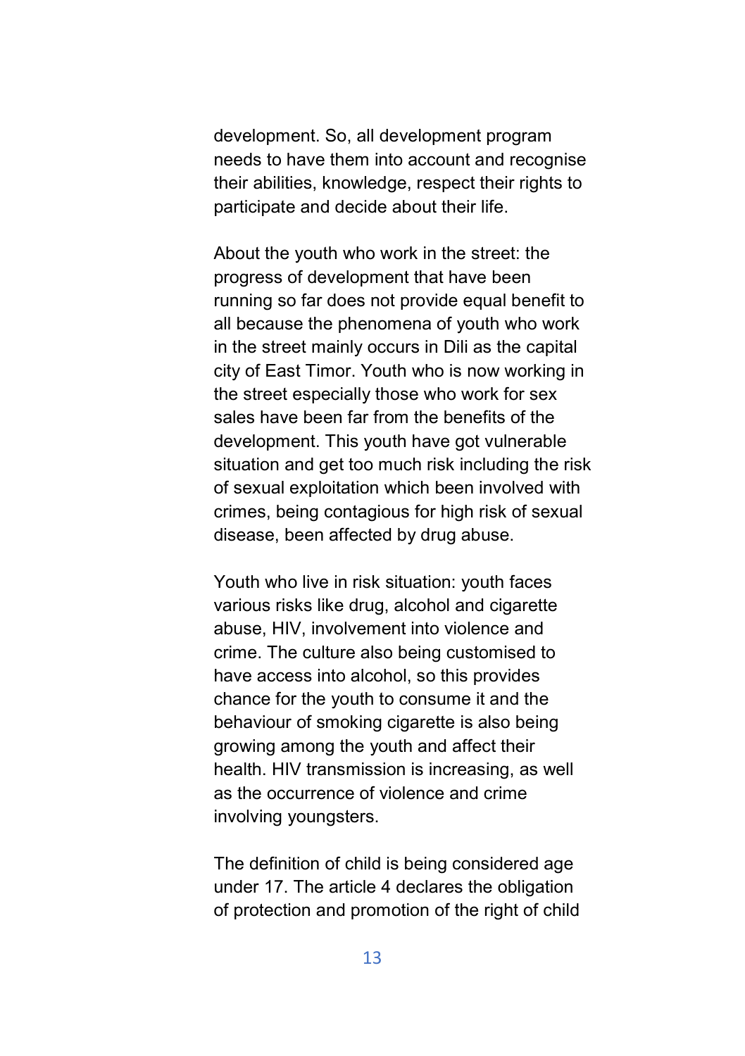development. So, all development program needs to have them into account and recognise their abilities, knowledge, respect their rights to participate and decide about their life.

About the youth who work in the street: the progress of development that have been running so far does not provide equal benefit to all because the phenomena of youth who work in the street mainly occurs in Dili as the capital city of East Timor. Youth who is now working in the street especially those who work for sex sales have been far from the benefits of the development. This youth have got vulnerable situation and get too much risk including the risk of sexual exploitation which been involved with crimes, being contagious for high risk of sexual disease, been affected by drug abuse.

Youth who live in risk situation: youth faces various risks like drug, alcohol and cigarette abuse, HIV, involvement into violence and crime. The culture also being customised to have access into alcohol, so this provides chance for the youth to consume it and the behaviour of smoking cigarette is also being growing among the youth and affect their health. HIV transmission is increasing, as well as the occurrence of violence and crime involving youngsters.

The definition of child is being considered age under 17. The article 4 declares the obligation of protection and promotion of the right of child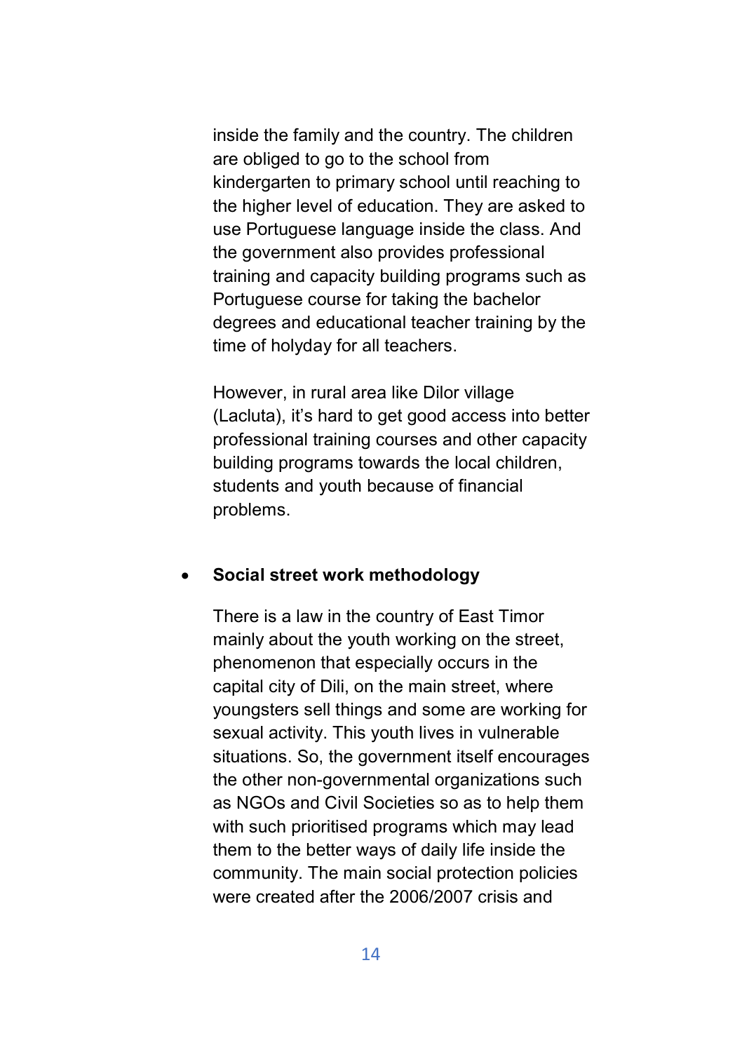inside the family and the country. The children are obliged to go to the school from kindergarten to primary school until reaching to the higher level of education. They are asked to use Portuguese language inside the class. And the government also provides professional training and capacity building programs such as Portuguese course for taking the bachelor degrees and educational teacher training by the time of holyday for all teachers.

However, in rural area like Dilor village (Lacluta), it's hard to get good access into better professional training courses and other capacity building programs towards the local children, students and youth because of financial problems.

- **Social street work methodology**

  There is a law in the country of East Timor mainly about the youth working on the street, phenomenon that especially occurs in the capital city of Dili, on the main street, where youngsters sell things and some are working for sexual activity. This youth lives in vulnerable situations. So, the government itself encourages the other non-governmental organizations such as NGOs and Civil Societies so as to help them with such prioritised programs which may lead them to the better ways of daily life inside the community. The main social protection policies were created after the 2006/2007 crisis and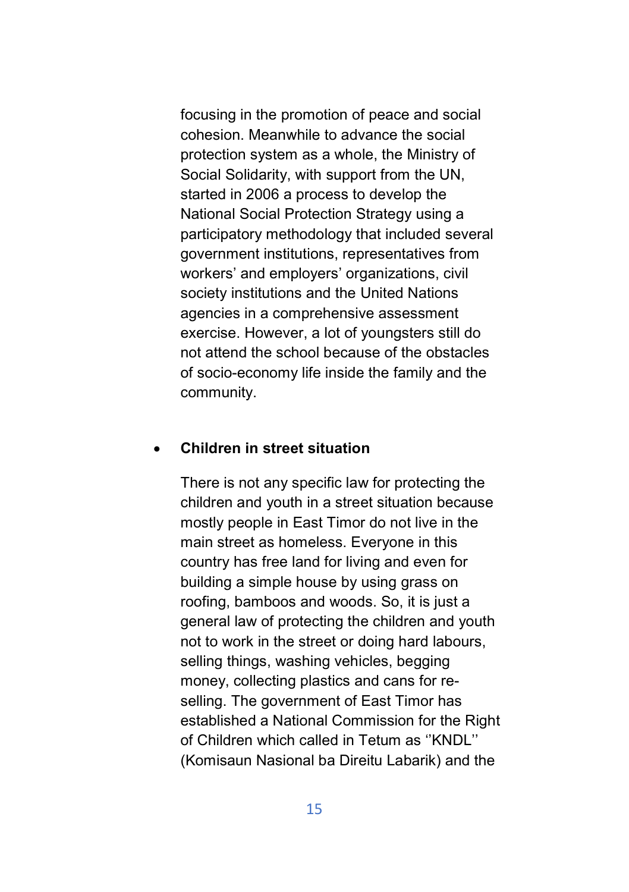focusing in the promotion of peace and social cohesion. Meanwhile to advance the social protection system as a whole, the Ministry of Social Solidarity, with support from the UN, started in 2006 a process to develop the National Social Protection Strategy using a participatory methodology that included several government institutions, representatives from workers' and employers' organizations, civil society institutions and the United Nations agencies in a comprehensive assessment exercise. However, a lot of youngsters still do not attend the school because of the obstacles of socio-economy life inside the family and the community.

- **Children in street situation**

  There is not any specific law for protecting the children and youth in a street situation because mostly people in East Timor do not live in the main street as homeless. Everyone in this country has free land for living and even for building a simple house by using grass on roofing, bamboos and woods. So, it is just a general law of protecting the children and youth not to work in the street or doing hard labours, selling things, washing vehicles, begging money, collecting plastics and cans for re-selling. The government of East Timor has established a National Commission for the Right of Children which called in Tetum as ''KNDL'' (Komisaun Nasional ba Direitu Labarik) and the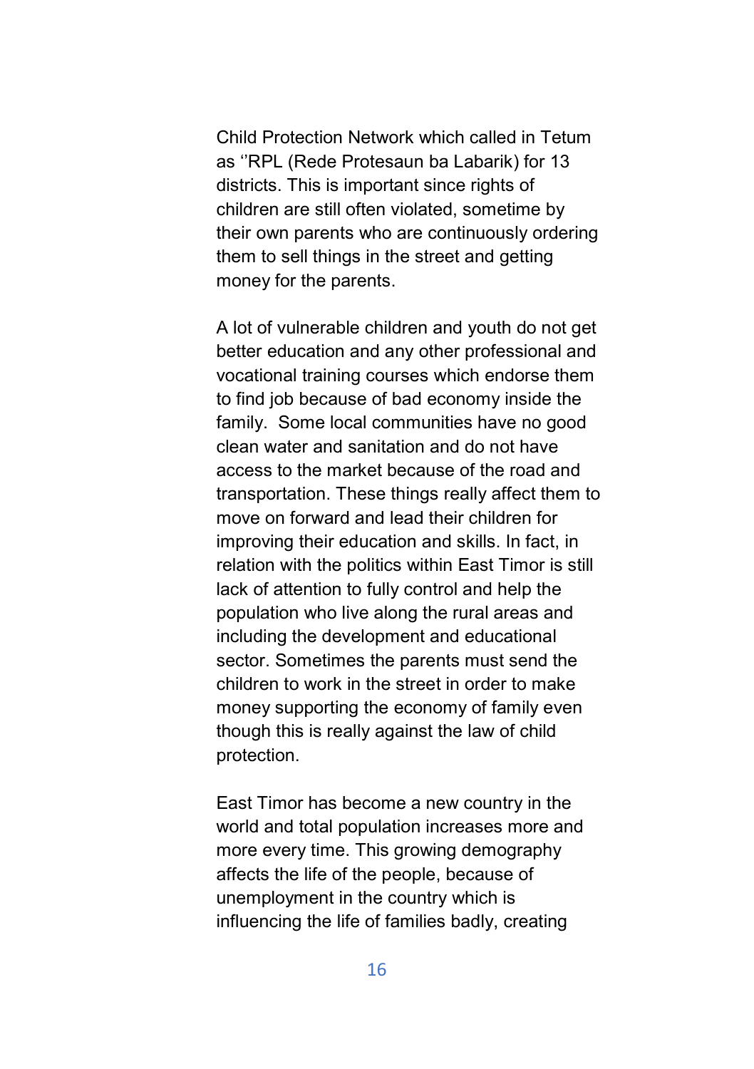Child Protection Network which called in Tetum as ‘’RPL (Rede Protesaun ba Labarik) for 13 districts. This is important since rights of children are still often violated, sometime by their own parents who are continuously ordering them to sell things in the street and getting money for the parents.

A lot of vulnerable children and youth do not get better education and any other professional and vocational training courses which endorse them to find job because of bad economy inside the family.  Some local communities have no good clean water and sanitation and do not have access to the market because of the road and transportation. These things really affect them to move on forward and lead their children for improving their education and skills. In fact, in relation with the politics within East Timor is still lack of attention to fully control and help the population who live along the rural areas and including the development and educational sector. Sometimes the parents must send the children to work in the street in order to make money supporting the economy of family even though this is really against the law of child protection.

East Timor has become a new country in the world and total population increases more and more every time. This growing demography affects the life of the people, because of unemployment in the country which is influencing the life of families badly, creating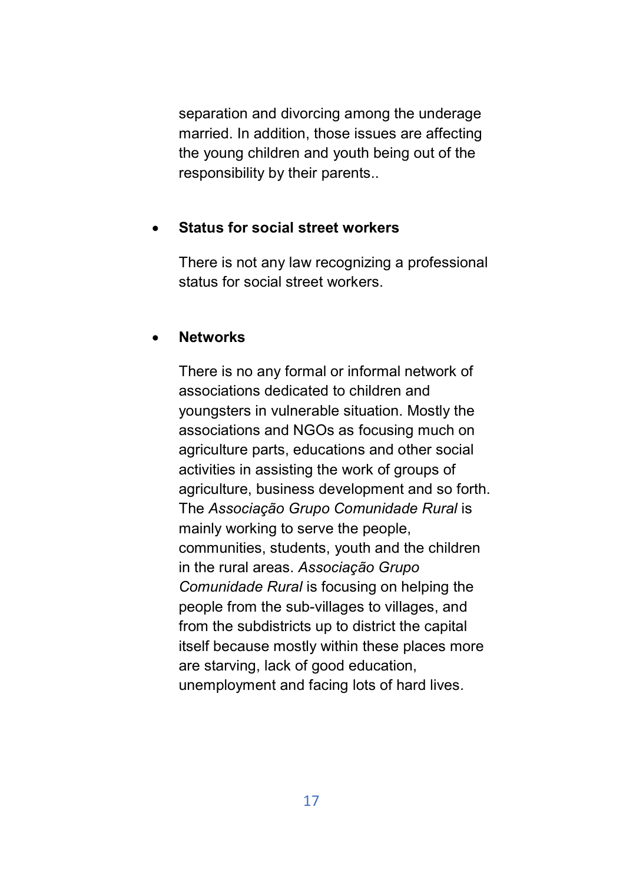separation and divorcing among the underage married. In addition, those issues are affecting the young children and youth being out of the responsibility by their parents..

- **Status for social street workers**

  There is not any law recognizing a professional status for social street workers.

- **Networks**

  There is no any formal or informal network of associations dedicated to children and youngsters in vulnerable situation. Mostly the associations and NGOs as focusing much on agriculture parts, educations and other social activities in assisting the work of groups of agriculture, business development and so forth. The *Associação Grupo Comunidade Rural* is mainly working to serve the people, communities, students, youth and the children in the rural areas. *Associação Grupo Comunidade Rural* is focusing on helping the people from the sub-villages to villages, and from the subdistricts up to district the capital itself because mostly within these places more are starving, lack of good education, unemployment and facing lots of hard lives.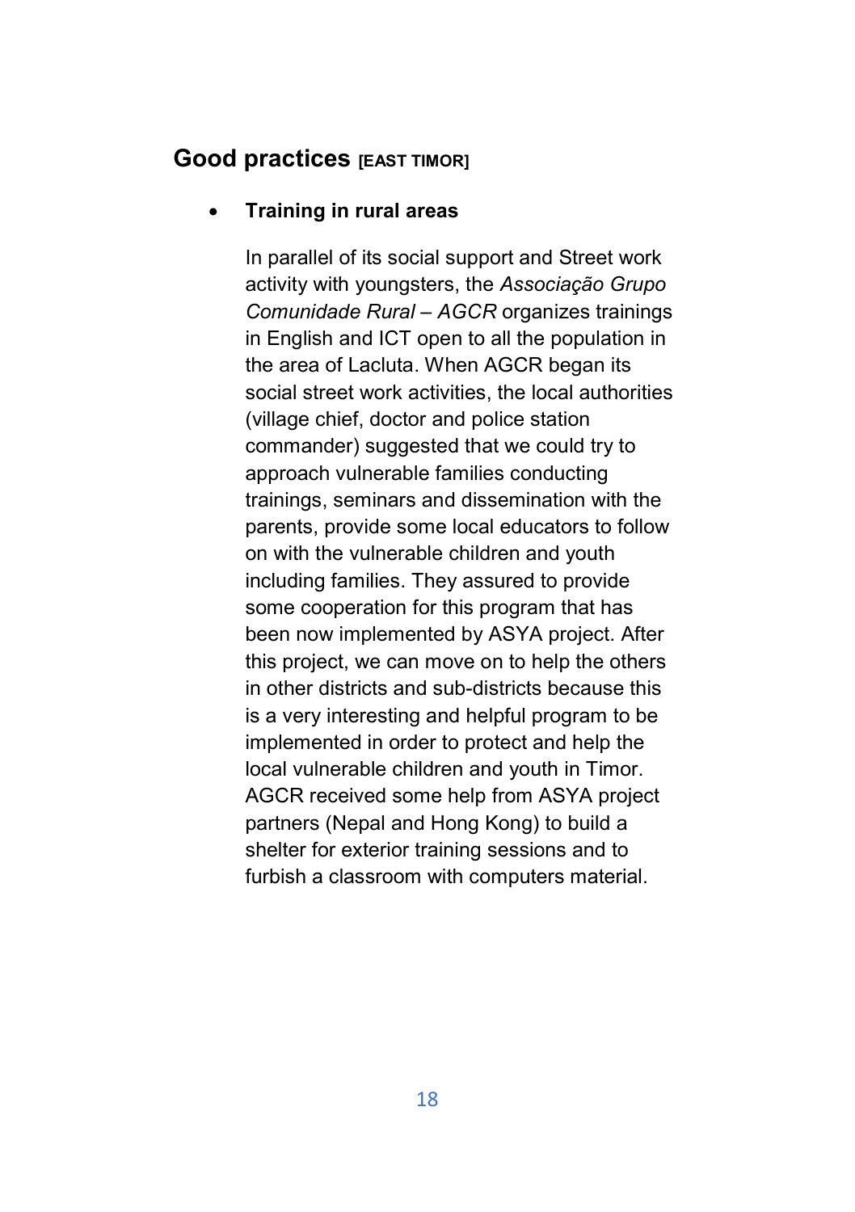## Good practices [EAST TIMOR]

- **Training in rural areas**

  In parallel of its social support and Street work activity with youngsters, the *Associação Grupo Comunidade Rural – AGCR* organizes trainings in English and ICT open to all the population in the area of Lacluta. When AGCR began its social street work activities, the local authorities (village chief, doctor and police station commander) suggested that we could try to approach vulnerable families conducting trainings, seminars and dissemination with the parents, provide some local educators to follow on with the vulnerable children and youth including families. They assured to provide some cooperation for this program that has been now implemented by ASYA project. After this project, we can move on to help the others in other districts and sub-districts because this is a very interesting and helpful program to be implemented in order to protect and help the local vulnerable children and youth in Timor. AGCR received some help from ASYA project partners (Nepal and Hong Kong) to build a shelter for exterior training sessions and to furbish a classroom with computers material.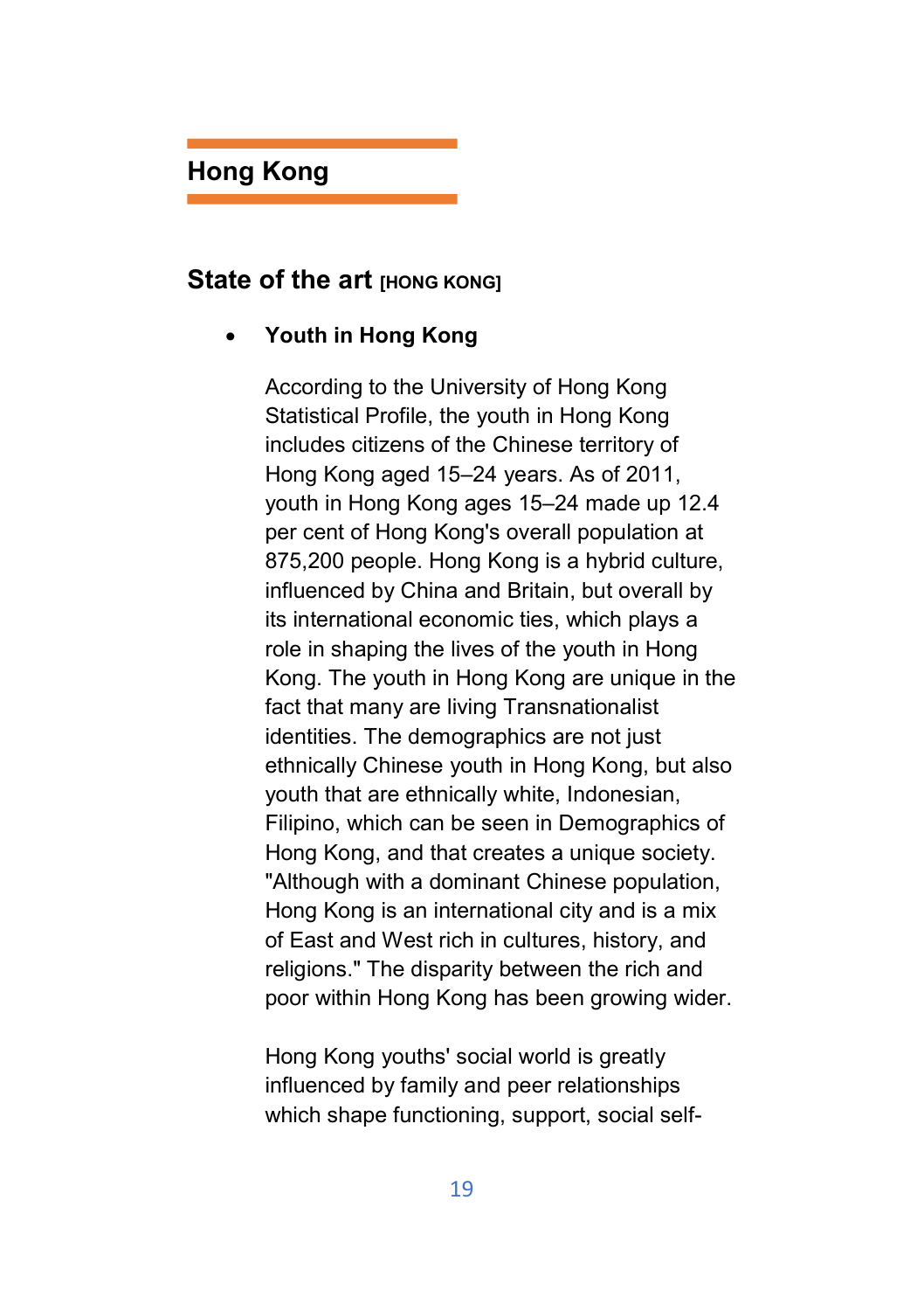# Hong Kong

## State of the art [HONG KONG]

- **Youth in Hong Kong**

  According to the University of Hong Kong Statistical Profile, the youth in Hong Kong includes citizens of the Chinese territory of Hong Kong aged 15–24 years. As of 2011, youth in Hong Kong ages 15–24 made up 12.4 per cent of Hong Kong's overall population at 875,200 people. Hong Kong is a hybrid culture, influenced by China and Britain, but overall by its international economic ties, which plays a role in shaping the lives of the youth in Hong Kong. The youth in Hong Kong are unique in the fact that many are living Transnationalist identities. The demographics are not just ethnically Chinese youth in Hong Kong, but also youth that are ethnically white, Indonesian, Filipino, which can be seen in Demographics of Hong Kong, and that creates a unique society. "Although with a dominant Chinese population, Hong Kong is an international city and is a mix of East and West rich in cultures, history, and religions." The disparity between the rich and poor within Hong Kong has been growing wider.

  Hong Kong youths' social world is greatly influenced by family and peer relationships which shape functioning, support, social self-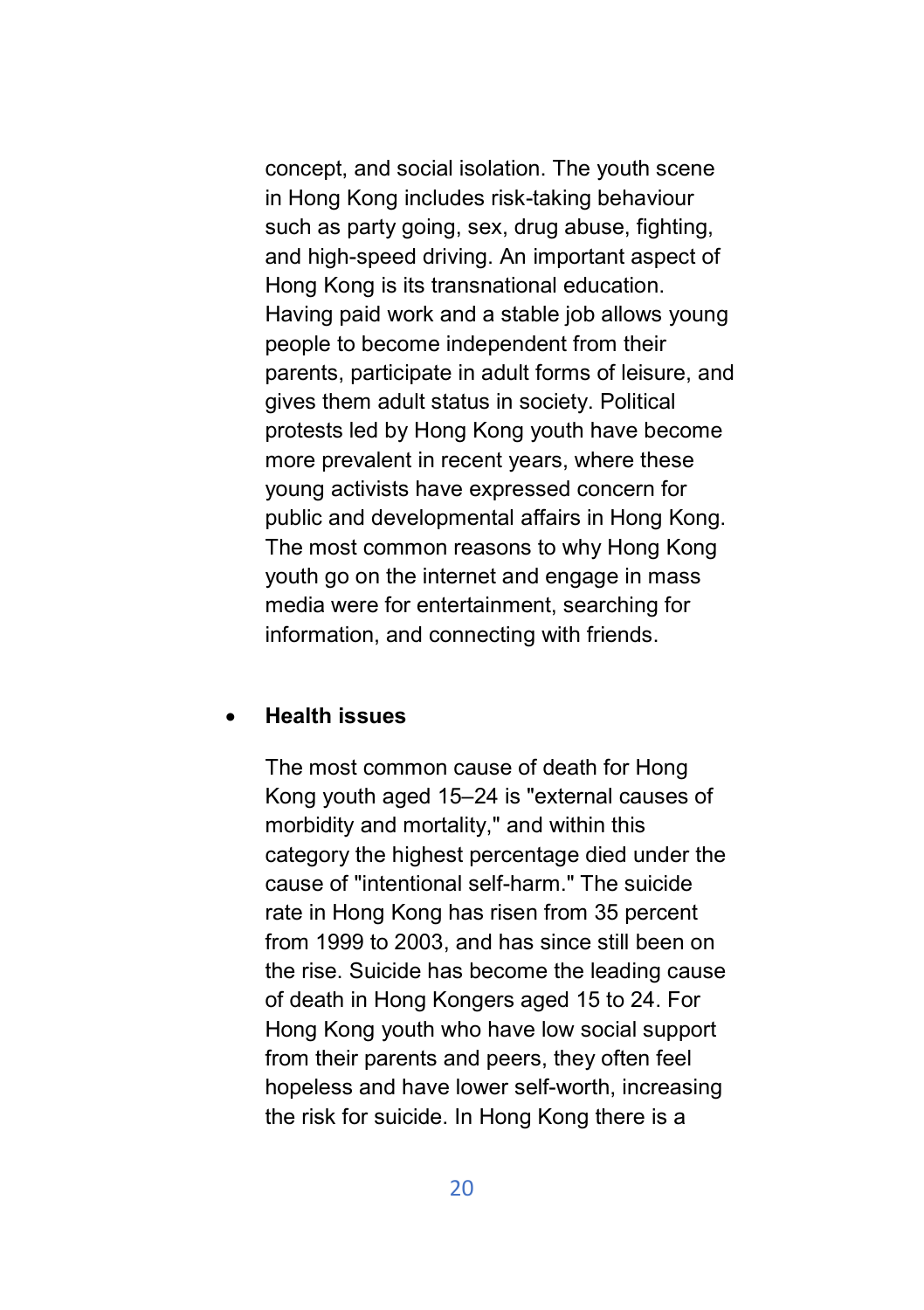concept, and social isolation. The youth scene in Hong Kong includes risk-taking behaviour such as party going, sex, drug abuse, fighting, and high-speed driving. An important aspect of Hong Kong is its transnational education. Having paid work and a stable job allows young people to become independent from their parents, participate in adult forms of leisure, and gives them adult status in society. Political protests led by Hong Kong youth have become more prevalent in recent years, where these young activists have expressed concern for public and developmental affairs in Hong Kong. The most common reasons to why Hong Kong youth go on the internet and engage in mass media were for entertainment, searching for information, and connecting with friends.

- **Health issues**

  The most common cause of death for Hong Kong youth aged 15–24 is "external causes of morbidity and mortality," and within this category the highest percentage died under the cause of "intentional self-harm." The suicide rate in Hong Kong has risen from 35 percent from 1999 to 2003, and has since still been on the rise. Suicide has become the leading cause of death in Hong Kongers aged 15 to 24. For Hong Kong youth who have low social support from their parents and peers, they often feel hopeless and have lower self-worth, increasing the risk for suicide. In Hong Kong there is a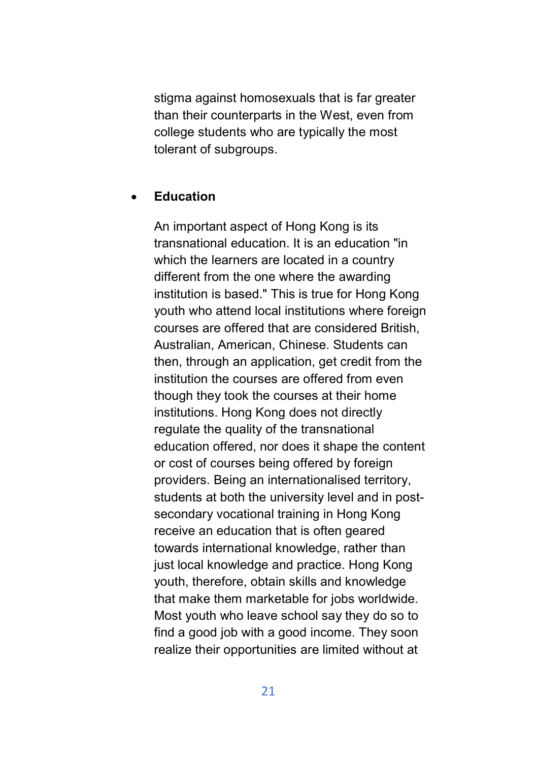stigma against homosexuals that is far greater than their counterparts in the West, even from college students who are typically the most tolerant of subgroups.

- **Education**

  An important aspect of Hong Kong is its transnational education. It is an education "in which the learners are located in a country different from the one where the awarding institution is based." This is true for Hong Kong youth who attend local institutions where foreign courses are offered that are considered British, Australian, American, Chinese. Students can then, through an application, get credit from the institution the courses are offered from even though they took the courses at their home institutions. Hong Kong does not directly regulate the quality of the transnational education offered, nor does it shape the content or cost of courses being offered by foreign providers. Being an internationalised territory, students at both the university level and in post-secondary vocational training in Hong Kong receive an education that is often geared towards international knowledge, rather than just local knowledge and practice. Hong Kong youth, therefore, obtain skills and knowledge that make them marketable for jobs worldwide. Most youth who leave school say they do so to find a good job with a good income. They soon realize their opportunities are limited without at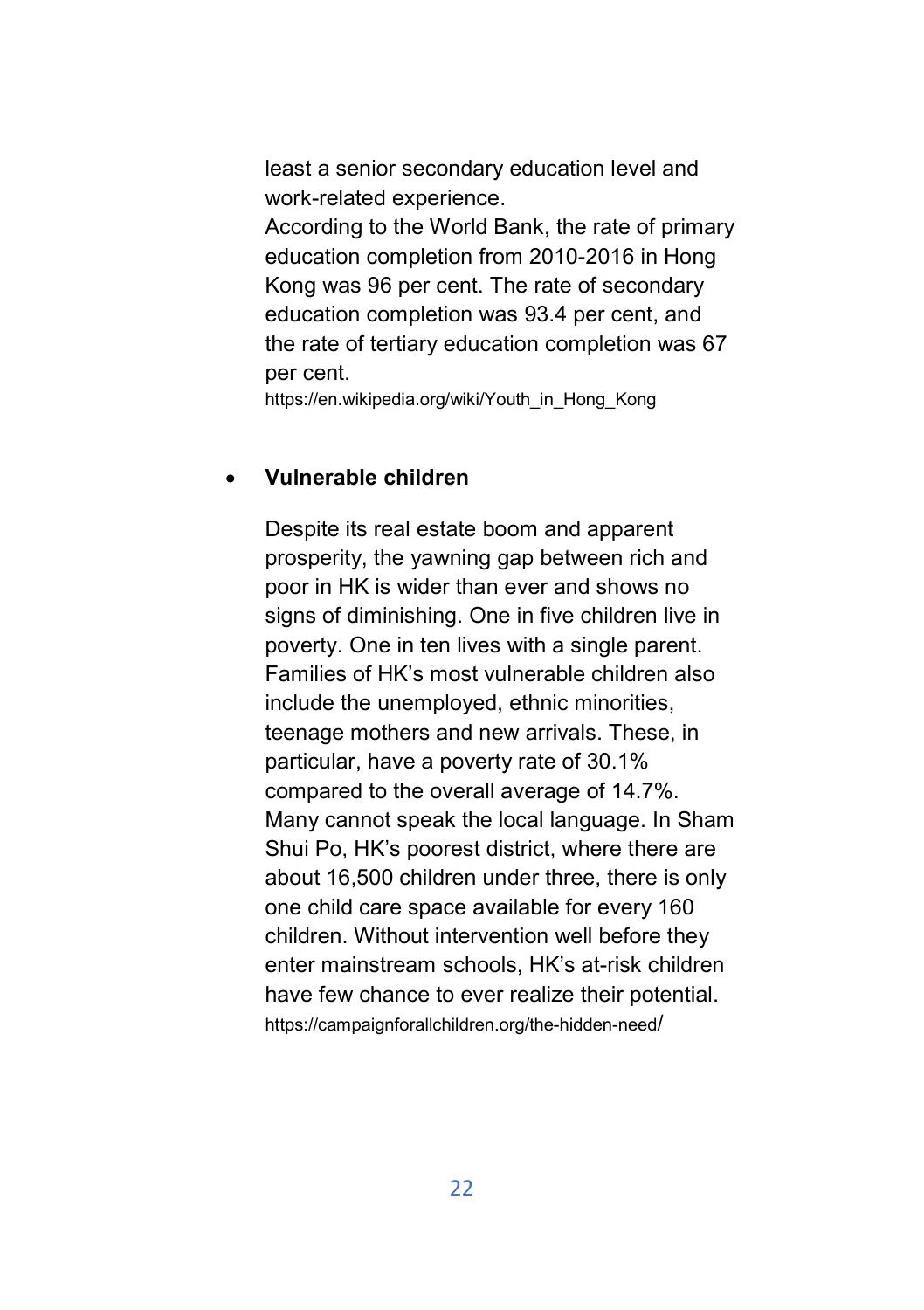least a senior secondary education level and work-related experience.

According to the World Bank, the rate of primary education completion from 2010-2016 in Hong Kong was 96 per cent. The rate of secondary education completion was 93.4 per cent, and the rate of tertiary education completion was 67 per cent.

https://en.wikipedia.org/wiki/Youth_in_Hong_Kong

- **Vulnerable children**

  Despite its real estate boom and apparent prosperity, the yawning gap between rich and poor in HK is wider than ever and shows no signs of diminishing. One in five children live in poverty. One in ten lives with a single parent. Families of HK's most vulnerable children also include the unemployed, ethnic minorities, teenage mothers and new arrivals. These, in particular, have a poverty rate of 30.1% compared to the overall average of 14.7%. Many cannot speak the local language. In Sham Shui Po, HK's poorest district, where there are about 16,500 children under three, there is only one child care space available for every 160 children. Without intervention well before they enter mainstream schools, HK's at-risk children have few chance to ever realize their potential.

  https://campaignforallchildren.org/the-hidden-need/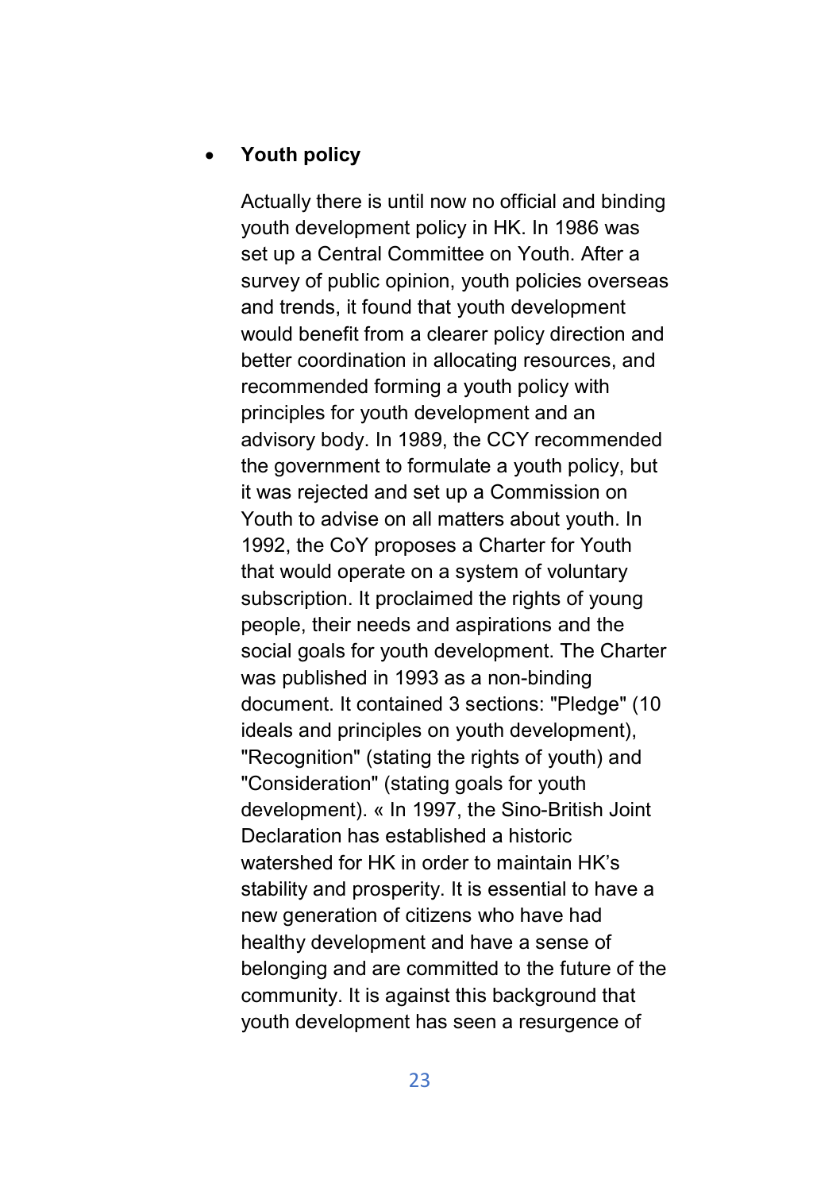- **Youth policy**

  Actually there is until now no official and binding youth development policy in HK. In 1986 was set up a Central Committee on Youth. After a survey of public opinion, youth policies overseas and trends, it found that youth development would benefit from a clearer policy direction and better coordination in allocating resources, and recommended forming a youth policy with principles for youth development and an advisory body. In 1989, the CCY recommended the government to formulate a youth policy, but it was rejected and set up a Commission on Youth to advise on all matters about youth. In 1992, the CoY proposes a Charter for Youth that would operate on a system of voluntary subscription. It proclaimed the rights of young people, their needs and aspirations and the social goals for youth development. The Charter was published in 1993 as a non-binding document. It contained 3 sections: "Pledge" (10 ideals and principles on youth development), "Recognition" (stating the rights of youth) and "Consideration" (stating goals for youth development). « In 1997, the Sino-British Joint Declaration has established a historic watershed for HK in order to maintain HK's stability and prosperity. It is essential to have a new generation of citizens who have had healthy development and have a sense of belonging and are committed to the future of the community. It is against this background that youth development has seen a resurgence of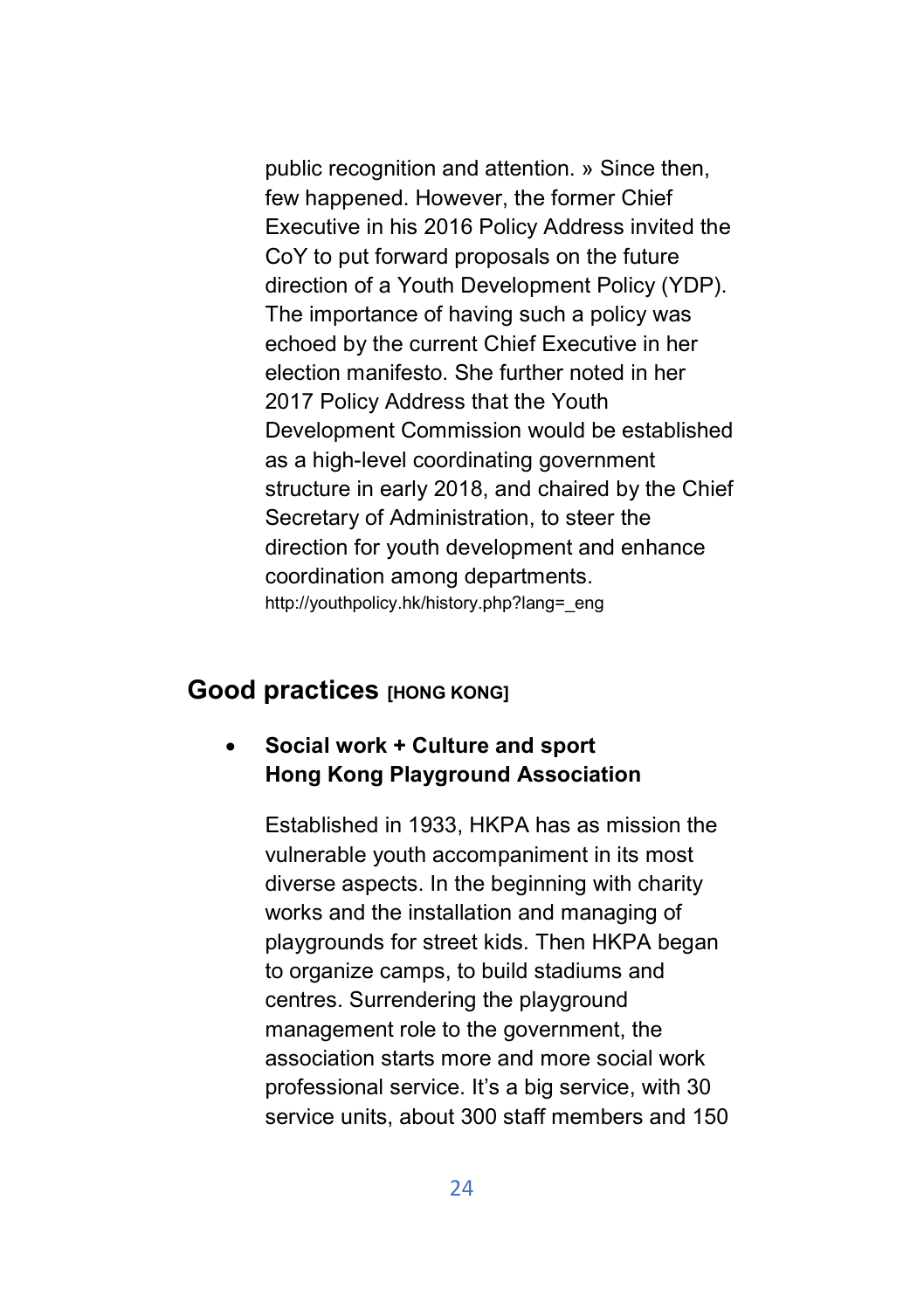public recognition and attention. » Since then, few happened. However, the former Chief Executive in his 2016 Policy Address invited the CoY to put forward proposals on the future direction of a Youth Development Policy (YDP). The importance of having such a policy was echoed by the current Chief Executive in her election manifesto. She further noted in her 2017 Policy Address that the Youth Development Commission would be established as a high-level coordinating government structure in early 2018, and chaired by the Chief Secretary of Administration, to steer the direction for youth development and enhance coordination among departments.
http://youthpolicy.hk/history.php?lang=_eng

## Good practices [HONG KONG]

- **Social work + Culture and sport**
  **Hong Kong Playground Association**

  Established in 1933, HKPA has as mission the vulnerable youth accompaniment in its most diverse aspects. In the beginning with charity works and the installation and managing of playgrounds for street kids. Then HKPA began to organize camps, to build stadiums and centres. Surrendering the playground management role to the government, the association starts more and more social work professional service. It's a big service, with 30 service units, about 300 staff members and 150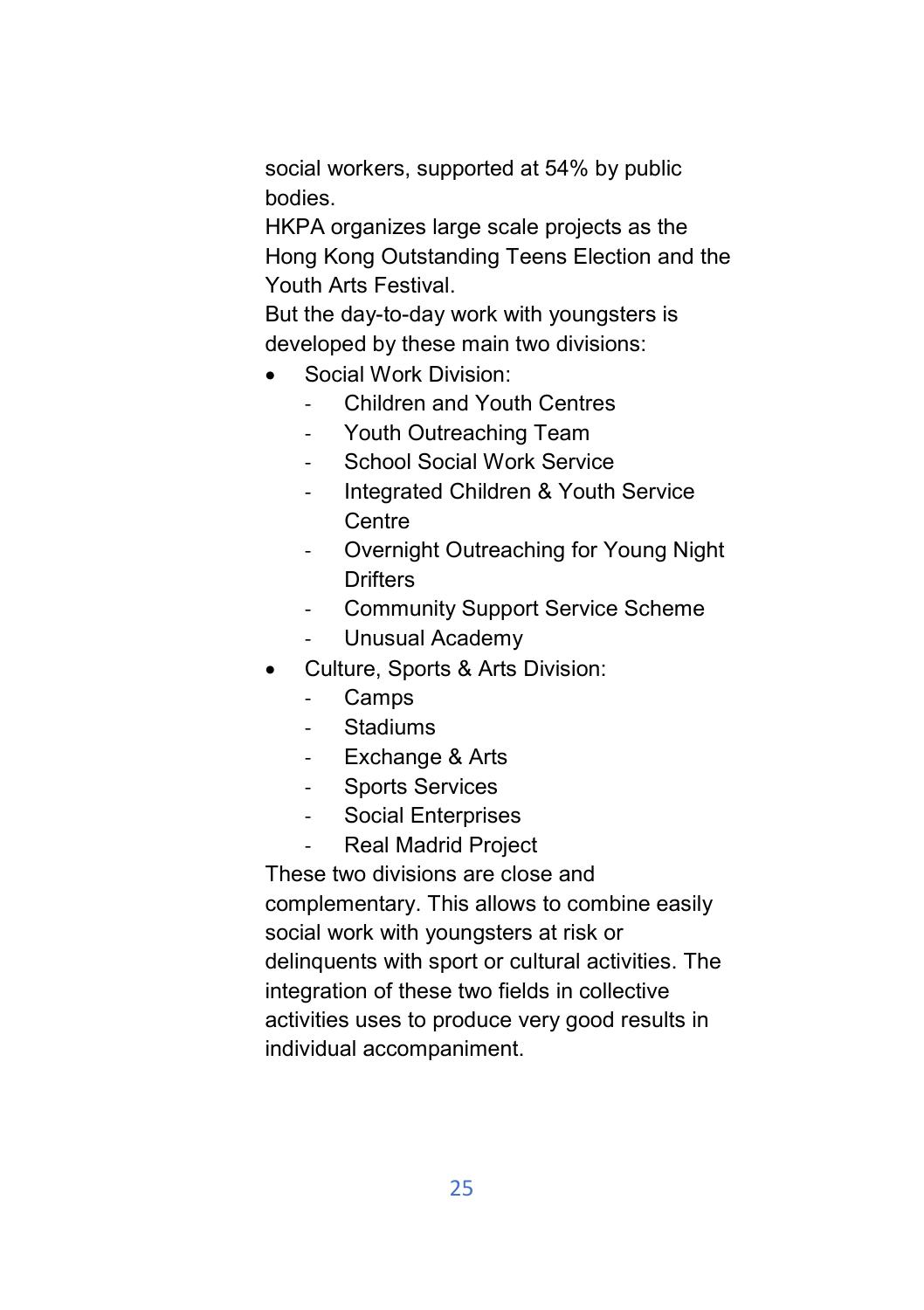social workers, supported at 54% by public bodies.

HKPA organizes large scale projects as the Hong Kong Outstanding Teens Election and the Youth Arts Festival.

But the day-to-day work with youngsters is developed by these main two divisions:

- Social Work Division:
  - Children and Youth Centres
  - Youth Outreaching Team
  - School Social Work Service
  - Integrated Children & Youth Service Centre
  - Overnight Outreaching for Young Night Drifters
  - Community Support Service Scheme
  - Unusual Academy
- Culture, Sports & Arts Division:
  - Camps
  - Stadiums
  - Exchange & Arts
  - Sports Services
  - Social Enterprises
  - Real Madrid Project

These two divisions are close and complementary. This allows to combine easily social work with youngsters at risk or delinquents with sport or cultural activities. The integration of these two fields in collective activities uses to produce very good results in individual accompaniment.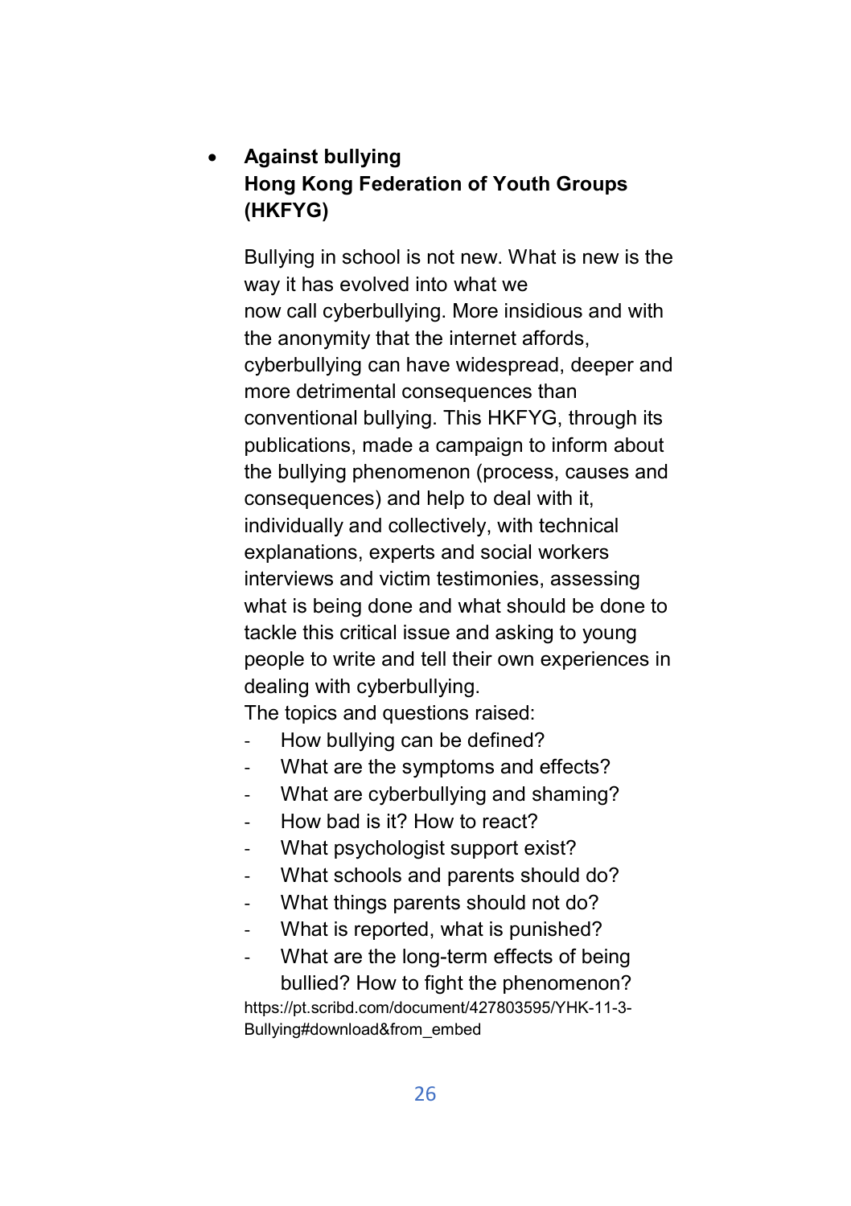- **Against bullying**
  **Hong Kong Federation of Youth Groups (HKFYG)**

  Bullying in school is not new. What is new is the way it has evolved into what we now call cyberbullying. More insidious and with the anonymity that the internet affords, cyberbullying can have widespread, deeper and more detrimental consequences than conventional bullying. This HKFYG, through its publications, made a campaign to inform about the bullying phenomenon (process, causes and consequences) and help to deal with it, individually and collectively, with technical explanations, experts and social workers interviews and victim testimonies, assessing what is being done and what should be done to tackle this critical issue and asking to young people to write and tell their own experiences in dealing with cyberbullying.

  The topics and questions raised:

  - How bullying can be defined?
  - What are the symptoms and effects?
  - What are cyberbullying and shaming?
  - How bad is it? How to react?
  - What psychologist support exist?
  - What schools and parents should do?
  - What things parents should not do?
  - What is reported, what is punished?
  - What are the long-term effects of being bullied? How to fight the phenomenon?

  https://pt.scribd.com/document/427803595/YHK-11-3-Bullying#download&from_embed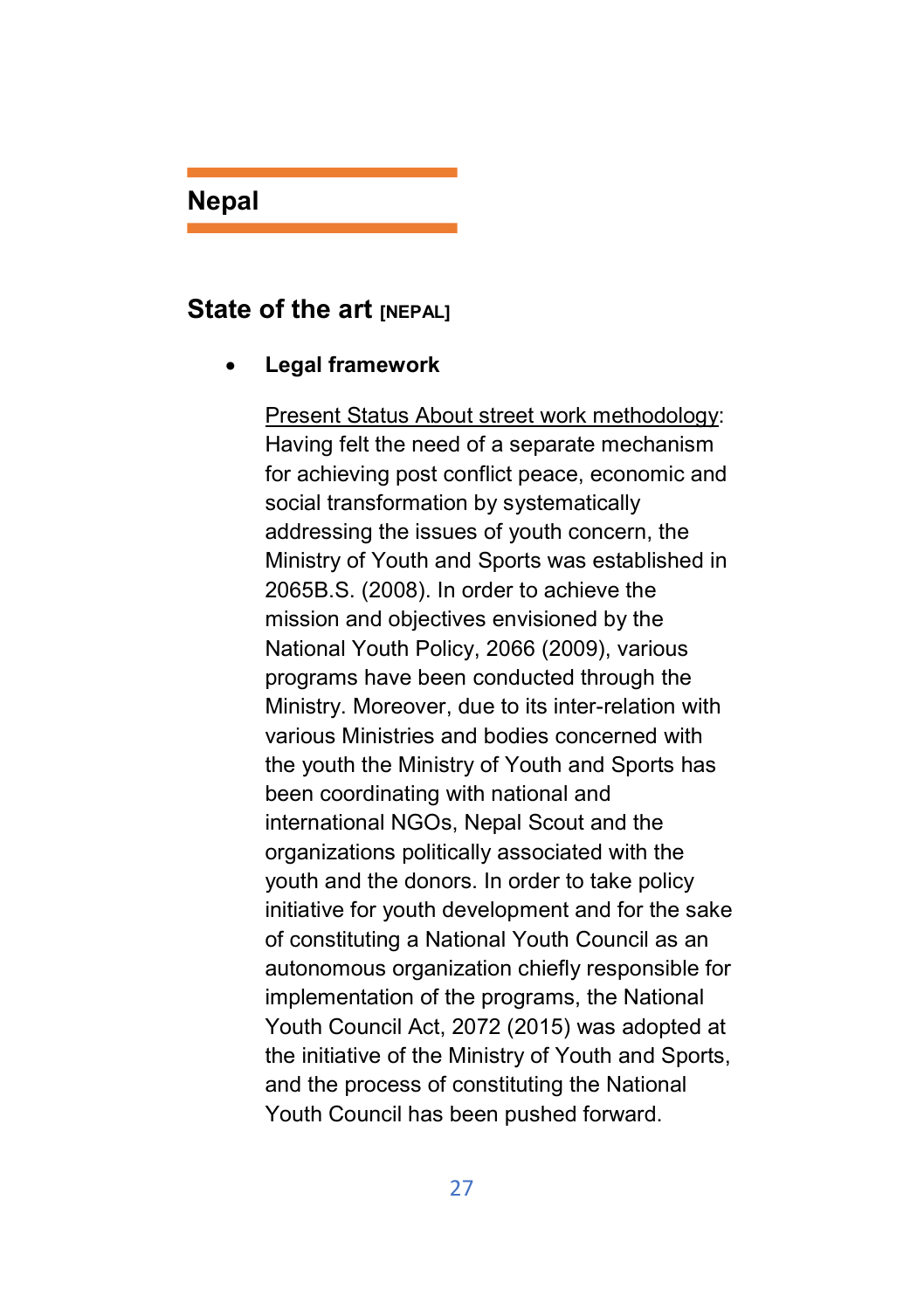# Nepal

## State of the art [NEPAL]

- **Legal framework**

  Present Status About street work methodology: Having felt the need of a separate mechanism for achieving post conflict peace, economic and social transformation by systematically addressing the issues of youth concern, the Ministry of Youth and Sports was established in 2065B.S. (2008). In order to achieve the mission and objectives envisioned by the National Youth Policy, 2066 (2009), various programs have been conducted through the Ministry. Moreover, due to its inter-relation with various Ministries and bodies concerned with the youth the Ministry of Youth and Sports has been coordinating with national and international NGOs, Nepal Scout and the organizations politically associated with the youth and the donors. In order to take policy initiative for youth development and for the sake of constituting a National Youth Council as an autonomous organization chiefly responsible for implementation of the programs, the National Youth Council Act, 2072 (2015) was adopted at the initiative of the Ministry of Youth and Sports, and the process of constituting the National Youth Council has been pushed forward.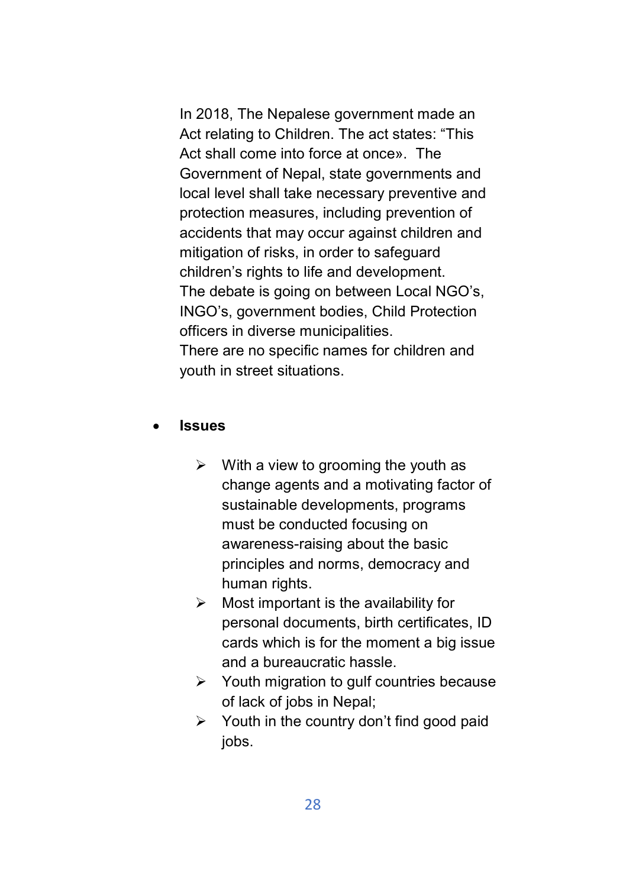In 2018, The Nepalese government made an Act relating to Children. The act states: “This Act shall come into force at once». The Government of Nepal, state governments and local level shall take necessary preventive and protection measures, including prevention of accidents that may occur against children and mitigation of risks, in order to safeguard children’s rights to life and development.
The debate is going on between Local NGO’s, INGO’s, government bodies, Child Protection officers in diverse municipalities.
There are no specific names for children and youth in street situations.

- **Issues**

  - With a view to grooming the youth as change agents and a motivating factor of sustainable developments, programs must be conducted focusing on awareness-raising about the basic principles and norms, democracy and human rights.
  - Most important is the availability for personal documents, birth certificates, ID cards which is for the moment a big issue and a bureaucratic hassle.
  - Youth migration to gulf countries because of lack of jobs in Nepal;
  - Youth in the country don’t find good paid jobs.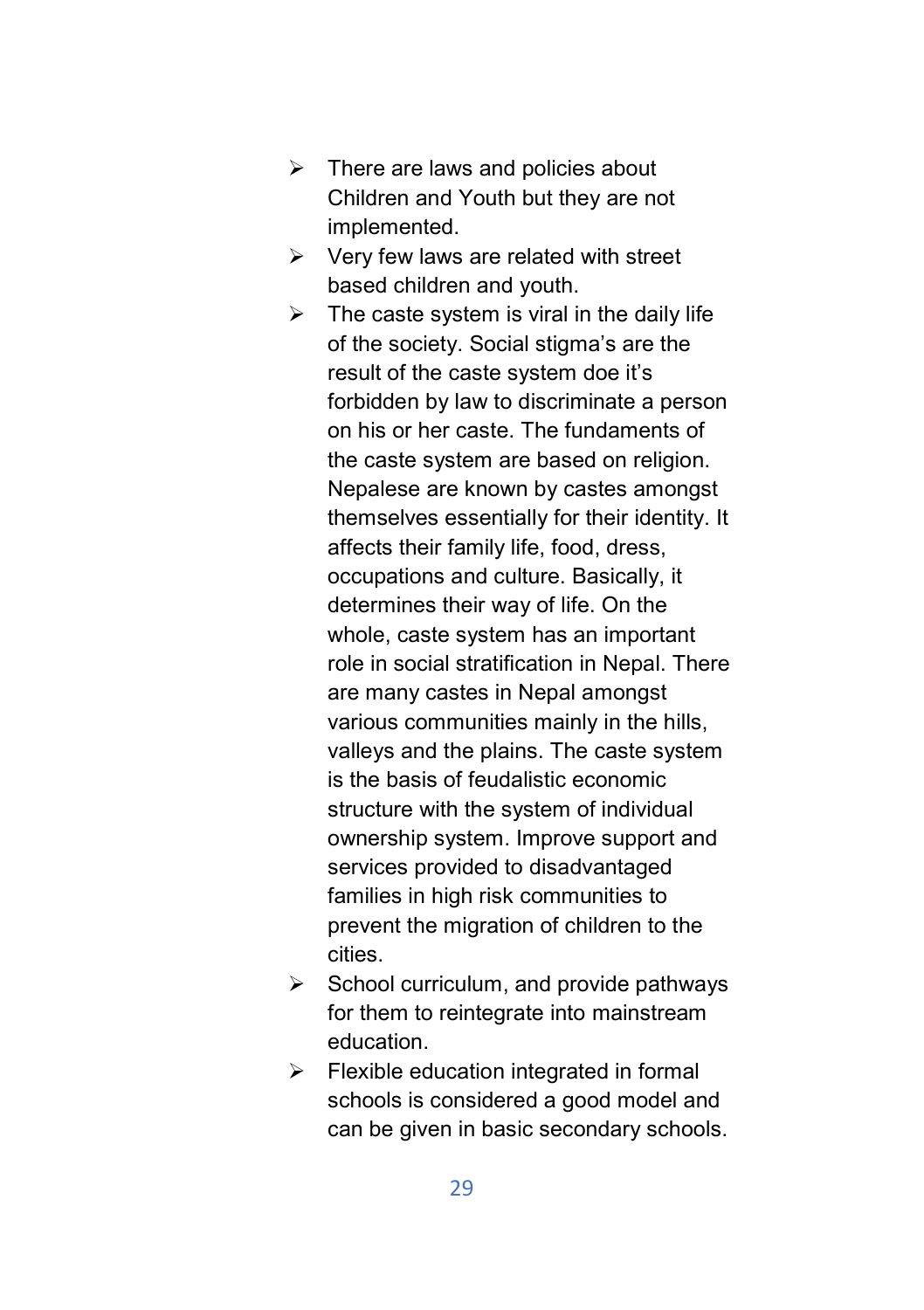- There are laws and policies about Children and Youth but they are not implemented.
- Very few laws are related with street based children and youth.
- The caste system is viral in the daily life of the society. Social stigma's are the result of the caste system doe it's forbidden by law to discriminate a person on his or her caste. The fundaments of the caste system are based on religion. Nepalese are known by castes amongst themselves essentially for their identity. It affects their family life, food, dress, occupations and culture. Basically, it determines their way of life. On the whole, caste system has an important role in social stratification in Nepal. There are many castes in Nepal amongst various communities mainly in the hills, valleys and the plains. The caste system is the basis of feudalistic economic structure with the system of individual ownership system. Improve support and services provided to disadvantaged families in high risk communities to prevent the migration of children to the cities.
- School curriculum, and provide pathways for them to reintegrate into mainstream education.
- Flexible education integrated in formal schools is considered a good model and can be given in basic secondary schools.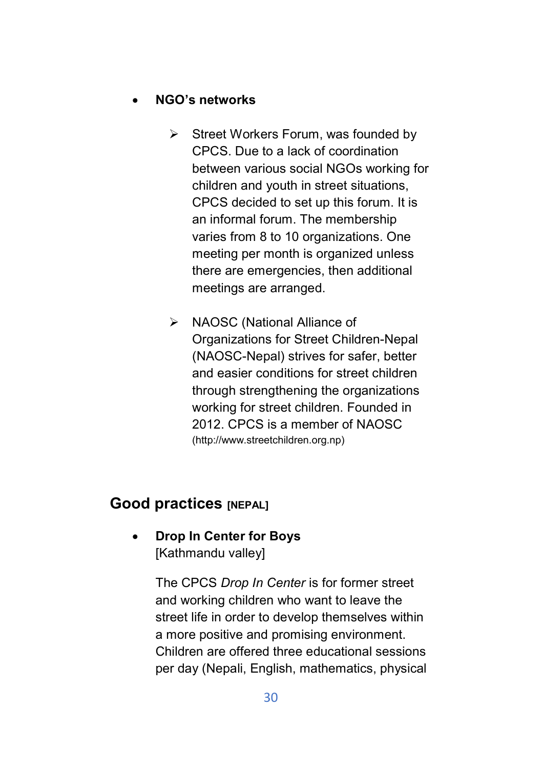- **NGO's networks**

    - Street Workers Forum, was founded by CPCS. Due to a lack of coordination between various social NGOs working for children and youth in street situations, CPCS decided to set up this forum. It is an informal forum. The membership varies from 8 to 10 organizations. One meeting per month is organized unless there are emergencies, then additional meetings are arranged.

    - NAOSC (National Alliance of Organizations for Street Children-Nepal (NAOSC-Nepal) strives for safer, better and easier conditions for street children through strengthening the organizations working for street children. Founded in 2012. CPCS is a member of NAOSC (http://www.streetchildren.org.np)

## Good practices [NEPAL]

- **Drop In Center for Boys**
  [Kathmandu valley]

  The CPCS *Drop In Center* is for former street and working children who want to leave the street life in order to develop themselves within a more positive and promising environment. Children are offered three educational sessions per day (Nepali, English, mathematics, physical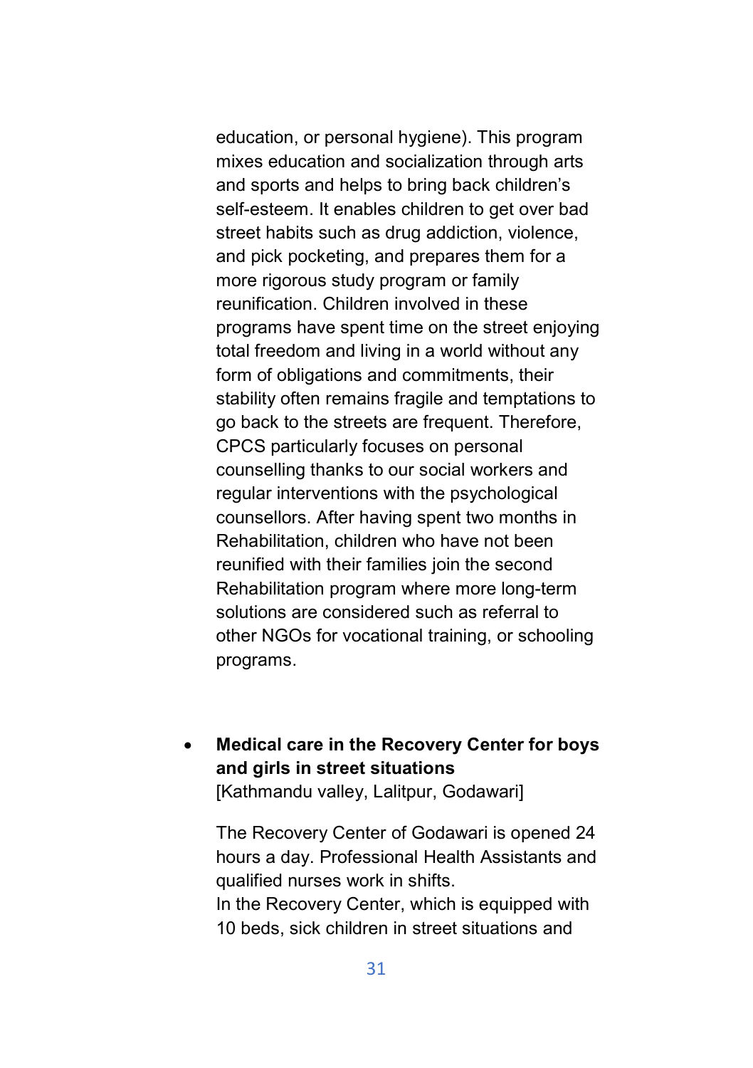education, or personal hygiene). This program mixes education and socialization through arts and sports and helps to bring back children's self-esteem. It enables children to get over bad street habits such as drug addiction, violence, and pick pocketing, and prepares them for a more rigorous study program or family reunification. Children involved in these programs have spent time on the street enjoying total freedom and living in a world without any form of obligations and commitments, their stability often remains fragile and temptations to go back to the streets are frequent. Therefore, CPCS particularly focuses on personal counselling thanks to our social workers and regular interventions with the psychological counsellors. After having spent two months in Rehabilitation, children who have not been reunified with their families join the second Rehabilitation program where more long-term solutions are considered such as referral to other NGOs for vocational training, or schooling programs.

- **Medical care in the Recovery Center for boys and girls in street situations**
  [Kathmandu valley, Lalitpur, Godawari]

  The Recovery Center of Godawari is opened 24 hours a day. Professional Health Assistants and qualified nurses work in shifts.
  In the Recovery Center, which is equipped with 10 beds, sick children in street situations and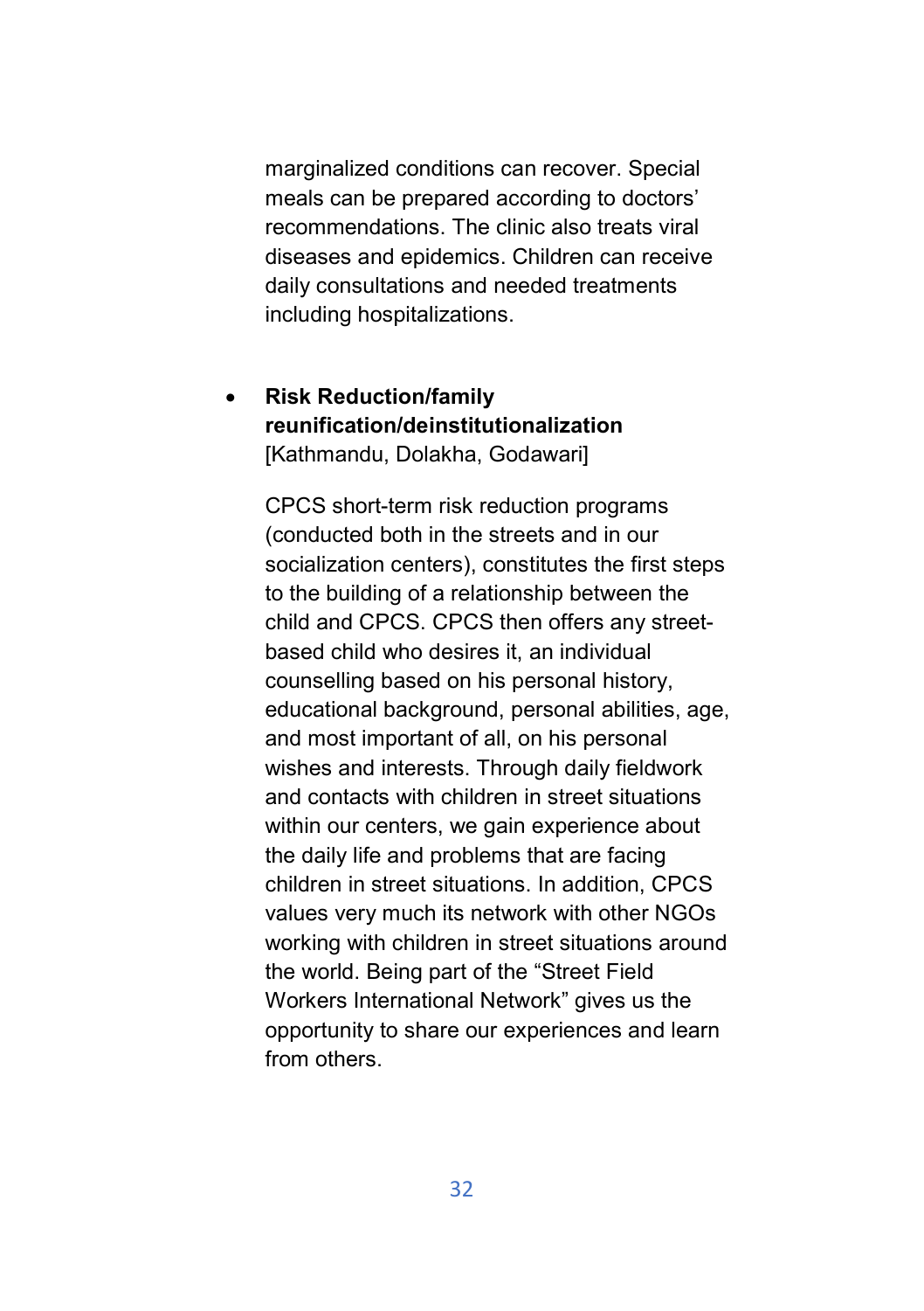marginalized conditions can recover. Special meals can be prepared according to doctors' recommendations. The clinic also treats viral diseases and epidemics. Children can receive daily consultations and needed treatments including hospitalizations.

- **Risk Reduction/family reunification/deinstitutionalization** [Kathmandu, Dolakha, Godawari]

  CPCS short-term risk reduction programs (conducted both in the streets and in our socialization centers), constitutes the first steps to the building of a relationship between the child and CPCS. CPCS then offers any street-based child who desires it, an individual counselling based on his personal history, educational background, personal abilities, age, and most important of all, on his personal wishes and interests. Through daily fieldwork and contacts with children in street situations within our centers, we gain experience about the daily life and problems that are facing children in street situations. In addition, CPCS values very much its network with other NGOs working with children in street situations around the world. Being part of the "Street Field Workers International Network" gives us the opportunity to share our experiences and learn from others.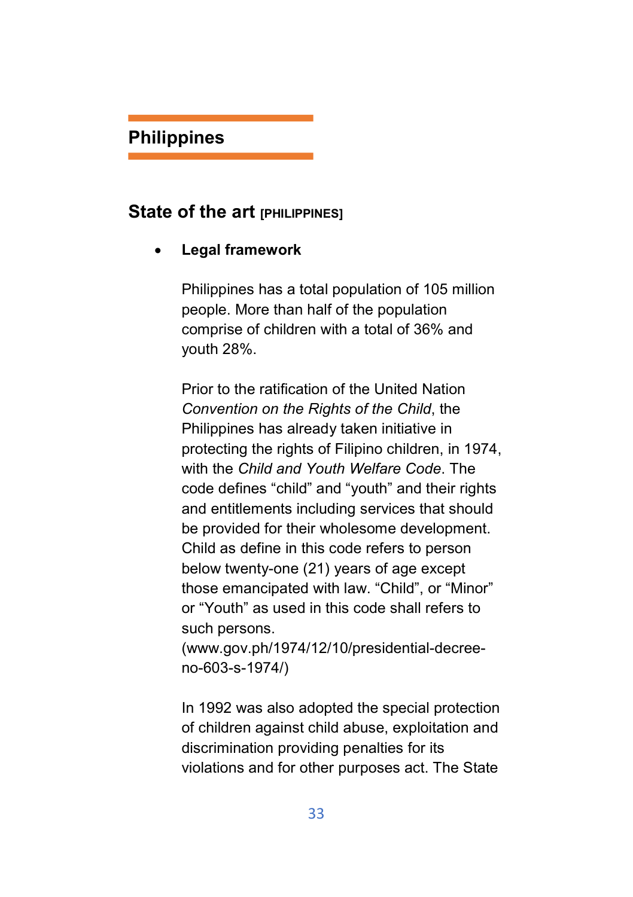# Philippines

## State of the art [PHILIPPINES]

- **Legal framework**

  Philippines has a total population of 105 million people. More than half of the population comprise of children with a total of 36% and youth 28%.

  Prior to the ratification of the United Nation *Convention on the Rights of the Child*, the Philippines has already taken initiative in protecting the rights of Filipino children, in 1974, with the *Child and Youth Welfare Code*. The code defines "child" and "youth" and their rights and entitlements including services that should be provided for their wholesome development. Child as define in this code refers to person below twenty-one (21) years of age except those emancipated with law. "Child", or "Minor" or "Youth" as used in this code shall refers to such persons. (www.gov.ph/1974/12/10/presidential-decree-no-603-s-1974/)

  In 1992 was also adopted the special protection of children against child abuse, exploitation and discrimination providing penalties for its violations and for other purposes act. The State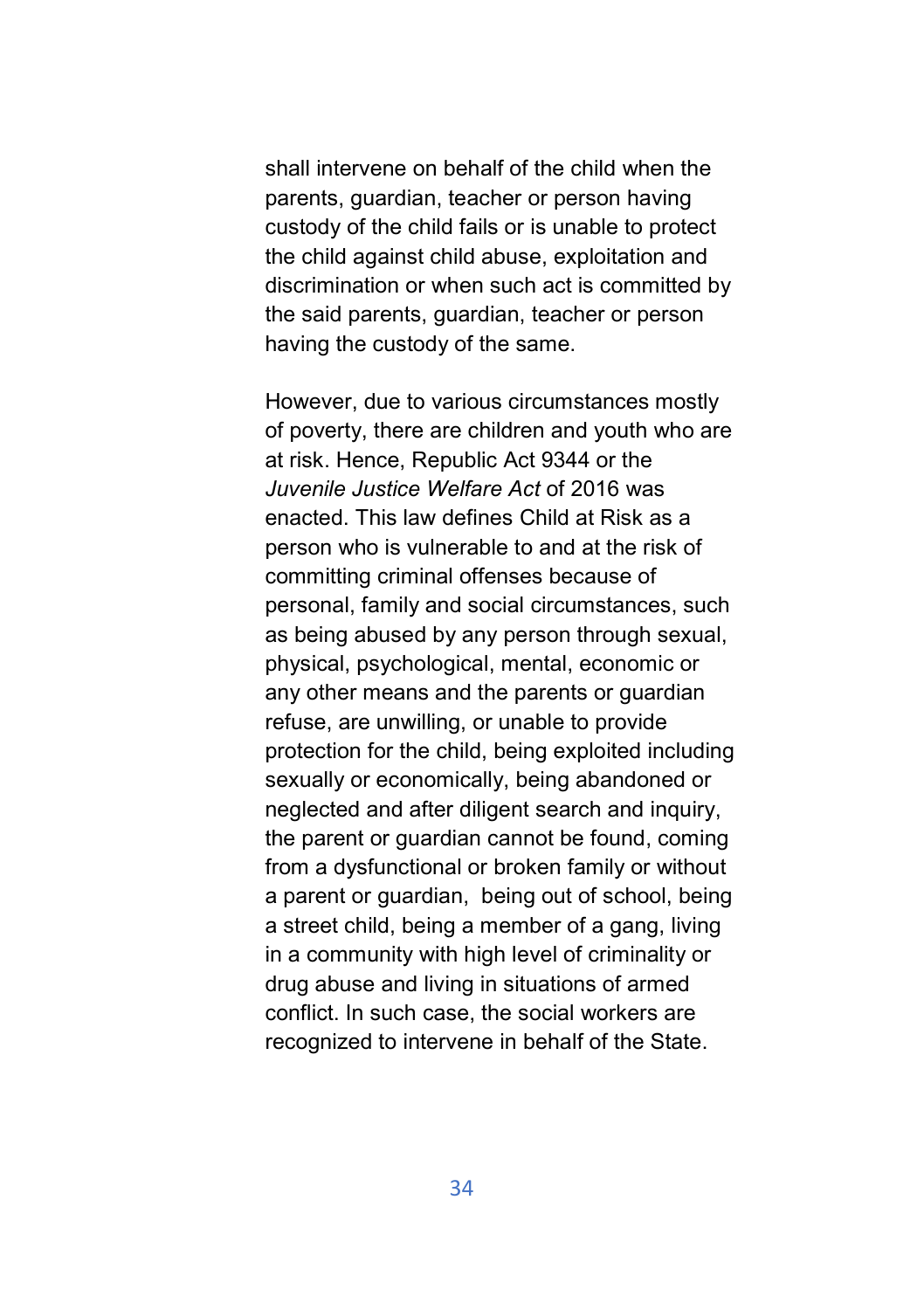shall intervene on behalf of the child when the parents, guardian, teacher or person having custody of the child fails or is unable to protect the child against child abuse, exploitation and discrimination or when such act is committed by the said parents, guardian, teacher or person having the custody of the same.

However, due to various circumstances mostly of poverty, there are children and youth who are at risk. Hence, Republic Act 9344 or the *Juvenile Justice Welfare Act* of 2016 was enacted. This law defines Child at Risk as a person who is vulnerable to and at the risk of committing criminal offenses because of personal, family and social circumstances, such as being abused by any person through sexual, physical, psychological, mental, economic or any other means and the parents or guardian refuse, are unwilling, or unable to provide protection for the child, being exploited including sexually or economically, being abandoned or neglected and after diligent search and inquiry, the parent or guardian cannot be found, coming from a dysfunctional or broken family or without a parent or guardian, being out of school, being a street child, being a member of a gang, living in a community with high level of criminality or drug abuse and living in situations of armed conflict. In such case, the social workers are recognized to intervene in behalf of the State.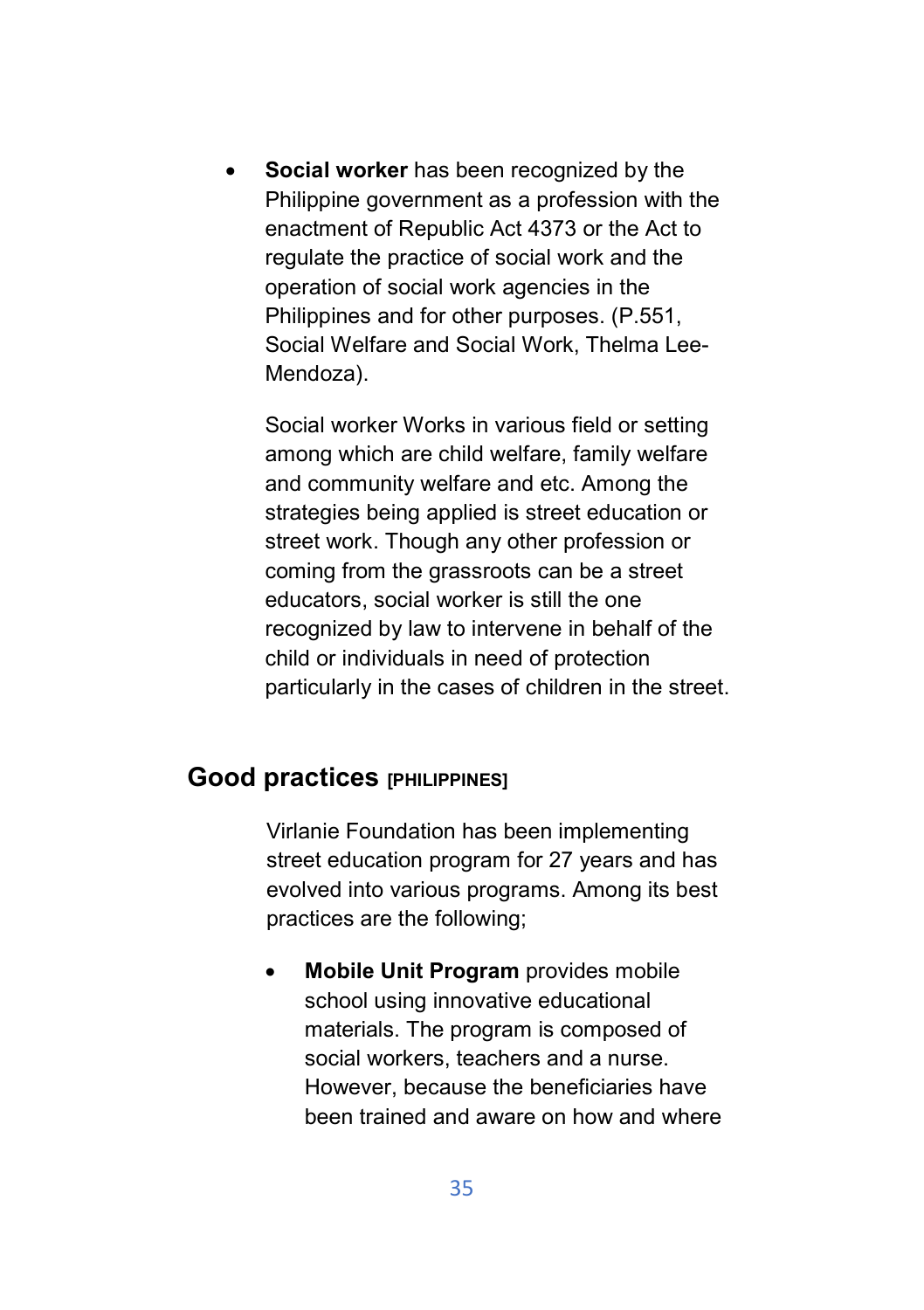- **Social worker** has been recognized by the Philippine government as a profession with the enactment of Republic Act 4373 or the Act to regulate the practice of social work and the operation of social work agencies in the Philippines and for other purposes. (P.551, Social Welfare and Social Work, Thelma Lee-Mendoza).

  Social worker Works in various field or setting among which are child welfare, family welfare and community welfare and etc. Among the strategies being applied is street education or street work. Though any other profession or coming from the grassroots can be a street educators, social worker is still the one recognized by law to intervene in behalf of the child or individuals in need of protection particularly in the cases of children in the street.

## Good practices [PHILIPPINES]

Virlanie Foundation has been implementing street education program for 27 years and has evolved into various programs. Among its best practices are the following;

- **Mobile Unit Program** provides mobile school using innovative educational materials. The program is composed of social workers, teachers and a nurse. However, because the beneficiaries have been trained and aware on how and where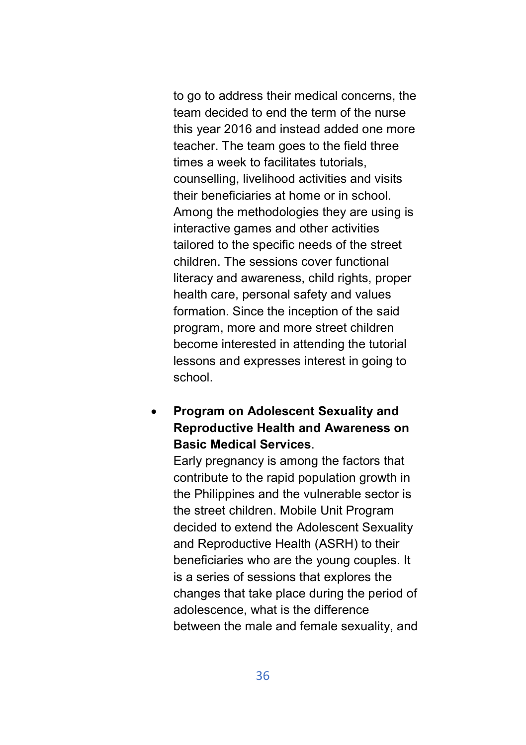to go to address their medical concerns, the team decided to end the term of the nurse this year 2016 and instead added one more teacher. The team goes to the field three times a week to facilitates tutorials, counselling, livelihood activities and visits their beneficiaries at home or in school. Among the methodologies they are using is interactive games and other activities tailored to the specific needs of the street children. The sessions cover functional literacy and awareness, child rights, proper health care, personal safety and values formation. Since the inception of the said program, more and more street children become interested in attending the tutorial lessons and expresses interest in going to school.

- **Program on Adolescent Sexuality and Reproductive Health and Awareness on Basic Medical Services**.
  Early pregnancy is among the factors that contribute to the rapid population growth in the Philippines and the vulnerable sector is the street children. Mobile Unit Program decided to extend the Adolescent Sexuality and Reproductive Health (ASRH) to their beneficiaries who are the young couples. It is a series of sessions that explores the changes that take place during the period of adolescence, what is the difference between the male and female sexuality, and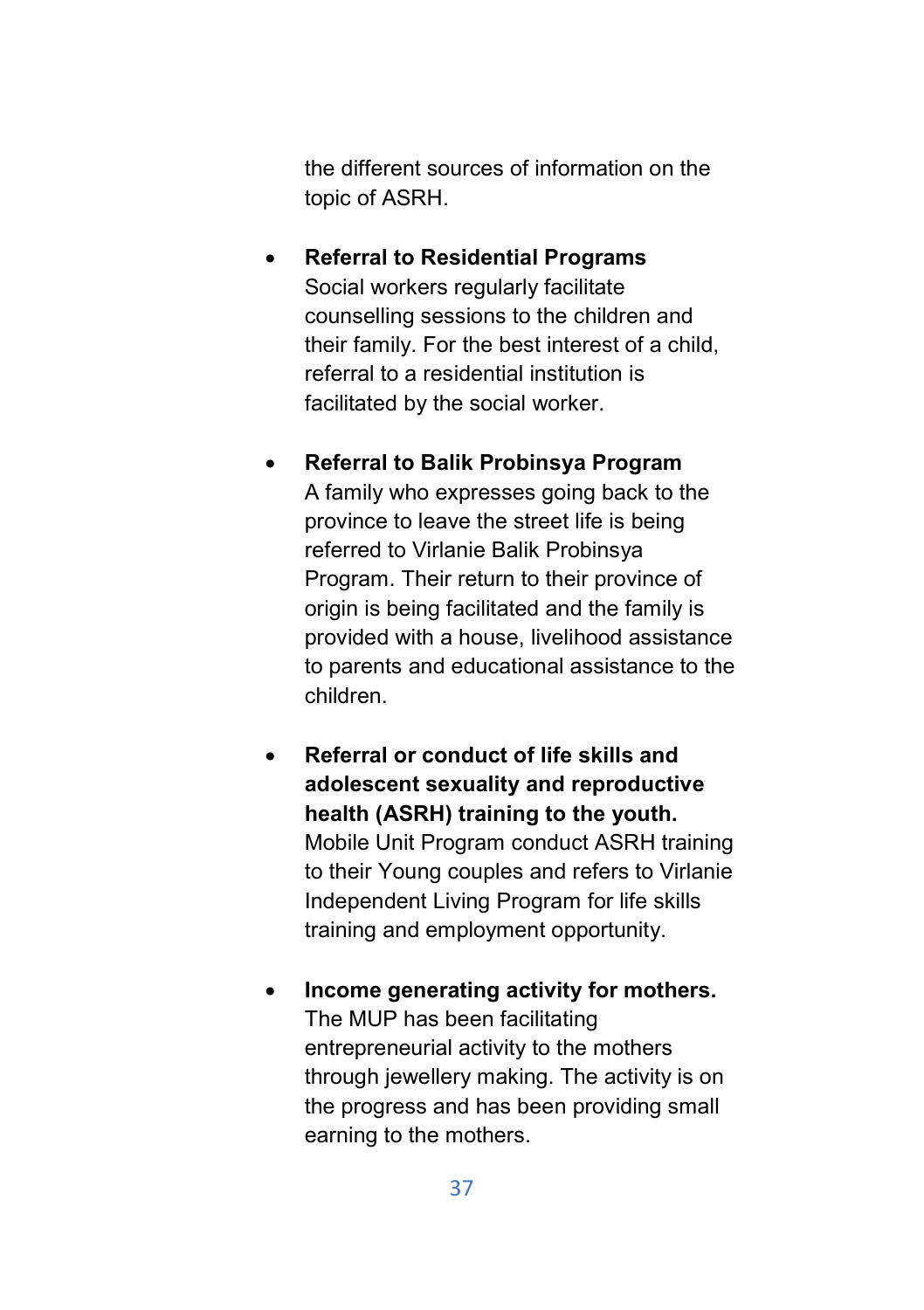the different sources of information on the topic of ASRH.

- **Referral to Residential Programs**
  Social workers regularly facilitate counselling sessions to the children and their family. For the best interest of a child, referral to a residential institution is facilitated by the social worker.

- **Referral to Balik Probinsya Program**
  A family who expresses going back to the province to leave the street life is being referred to Virlanie Balik Probinsya Program. Their return to their province of origin is being facilitated and the family is provided with a house, livelihood assistance to parents and educational assistance to the children.

- **Referral or conduct of life skills and adolescent sexuality and reproductive health (ASRH) training to the youth.**
  Mobile Unit Program conduct ASRH training to their Young couples and refers to Virlanie Independent Living Program for life skills training and employment opportunity.

- **Income generating activity for mothers.**
  The MUP has been facilitating entrepreneurial activity to the mothers through jewellery making. The activity is on the progress and has been providing small earning to the mothers.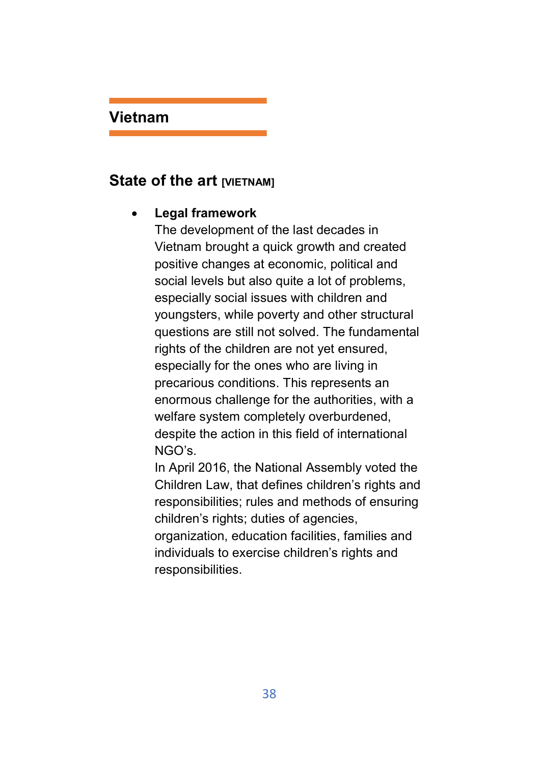# Vietnam

## State of the art [VIETNAM]

- **Legal framework**
  The development of the last decades in Vietnam brought a quick growth and created positive changes at economic, political and social levels but also quite a lot of problems, especially social issues with children and youngsters, while poverty and other structural questions are still not solved. The fundamental rights of the children are not yet ensured, especially for the ones who are living in precarious conditions. This represents an enormous challenge for the authorities, with a welfare system completely overburdened, despite the action in this field of international NGO's.
  In April 2016, the National Assembly voted the Children Law, that defines children's rights and responsibilities; rules and methods of ensuring children's rights; duties of agencies, organization, education facilities, families and individuals to exercise children's rights and responsibilities.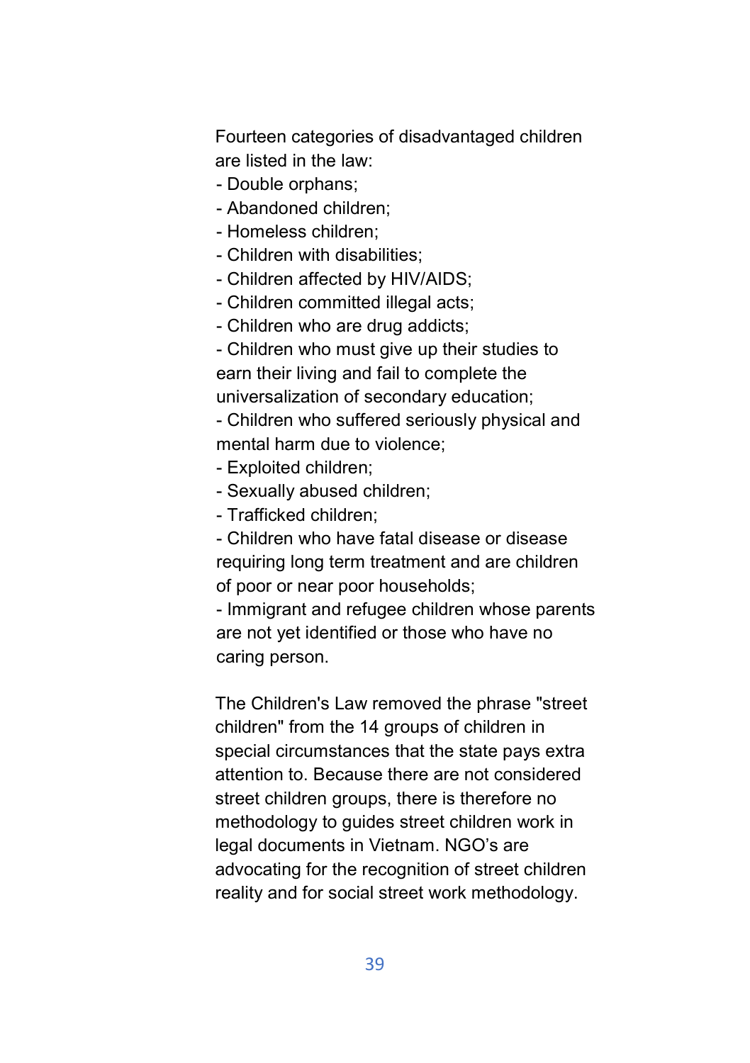Fourteen categories of disadvantaged children are listed in the law:

- Double orphans;
- Abandoned children;
- Homeless children;
- Children with disabilities;
- Children affected by HIV/AIDS;
- Children committed illegal acts;
- Children who are drug addicts;
- Children who must give up their studies to earn their living and fail to complete the universalization of secondary education;
- Children who suffered seriously physical and mental harm due to violence;
- Exploited children;
- Sexually abused children;
- Trafficked children;
- Children who have fatal disease or disease requiring long term treatment and are children of poor or near poor households;
- Immigrant and refugee children whose parents are not yet identified or those who have no caring person.

The Children's Law removed the phrase "street children" from the 14 groups of children in special circumstances that the state pays extra attention to. Because there are not considered street children groups, there is therefore no methodology to guides street children work in legal documents in Vietnam. NGO's are advocating for the recognition of street children reality and for social street work methodology.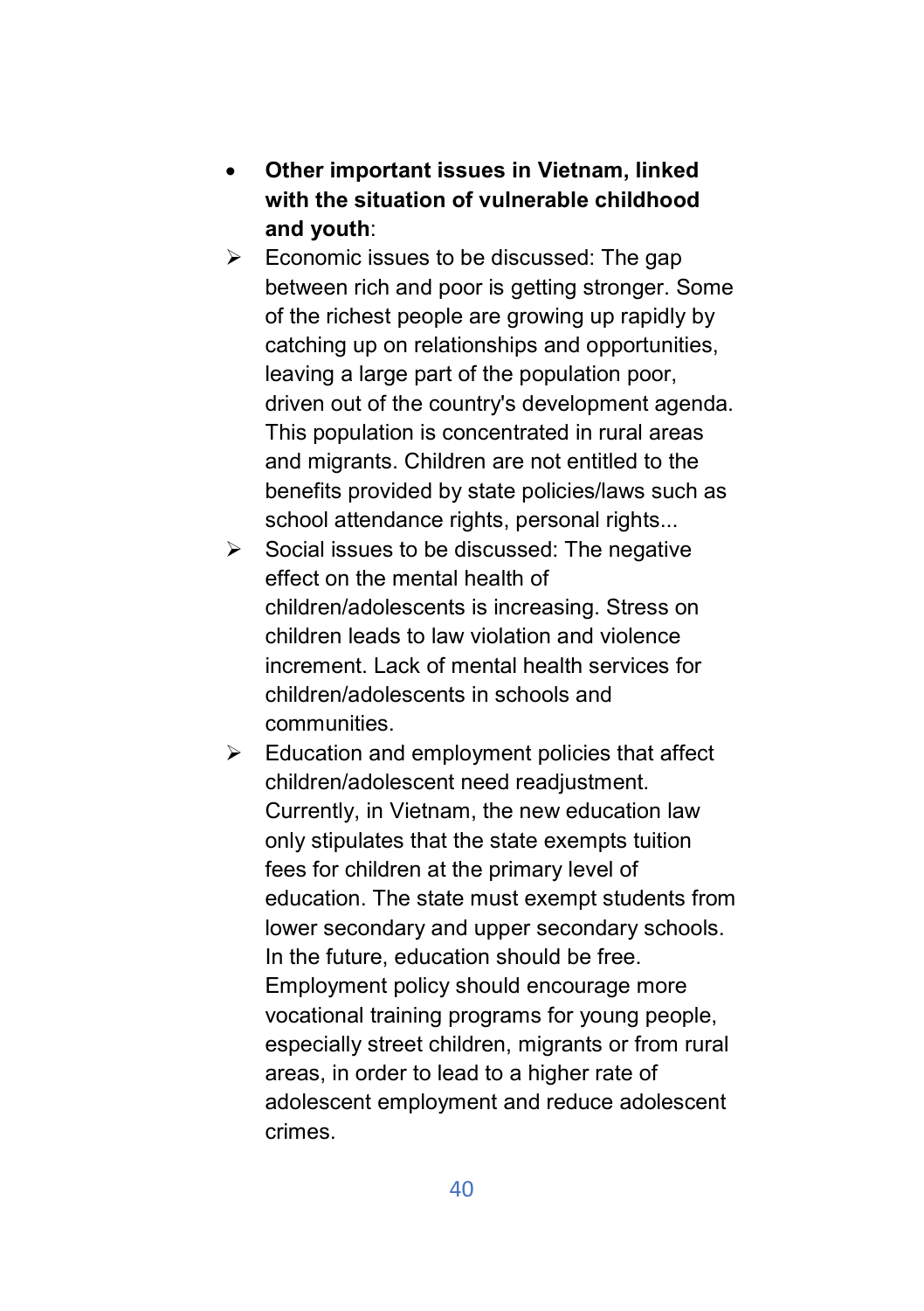- **Other important issues in Vietnam, linked with the situation of vulnerable childhood and youth**:
   - Economic issues to be discussed: The gap between rich and poor is getting stronger. Some of the richest people are growing up rapidly by catching up on relationships and opportunities, leaving a large part of the population poor, driven out of the country's development agenda. This population is concentrated in rural areas and migrants. Children are not entitled to the benefits provided by state policies/laws such as school attendance rights, personal rights...
   - Social issues to be discussed: The negative effect on the mental health of children/adolescents is increasing. Stress on children leads to law violation and violence increment. Lack of mental health services for children/adolescents in schools and communities.
   - Education and employment policies that affect children/adolescent need readjustment. Currently, in Vietnam, the new education law only stipulates that the state exempts tuition fees for children at the primary level of education. The state must exempt students from lower secondary and upper secondary schools. In the future, education should be free. Employment policy should encourage more vocational training programs for young people, especially street children, migrants or from rural areas, in order to lead to a higher rate of adolescent employment and reduce adolescent crimes.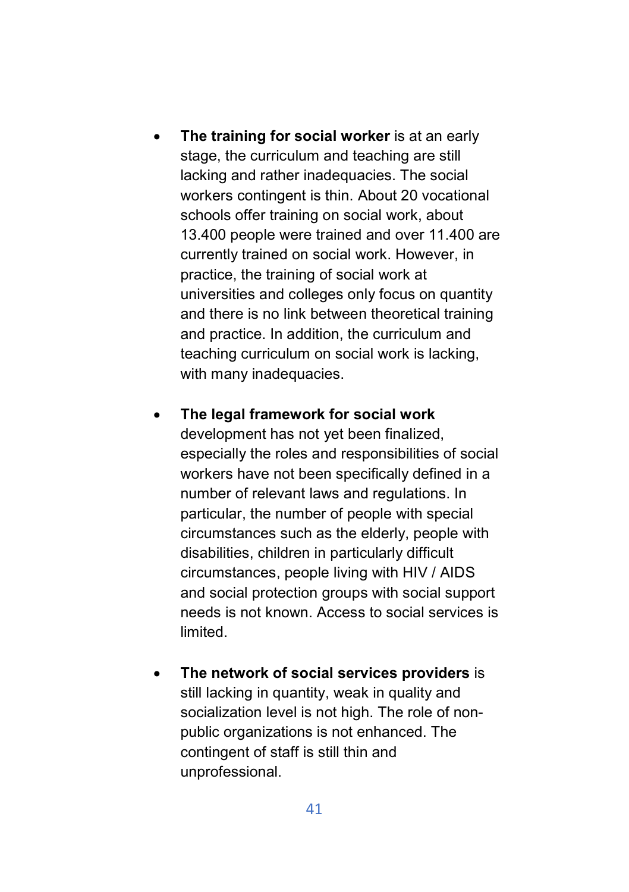- **The training for social worker** is at an early stage, the curriculum and teaching are still lacking and rather inadequacies. The social workers contingent is thin. About 20 vocational schools offer training on social work, about 13.400 people were trained and over 11.400 are currently trained on social work. However, in practice, the training of social work at universities and colleges only focus on quantity and there is no link between theoretical training and practice. In addition, the curriculum and teaching curriculum on social work is lacking, with many inadequacies.

- **The legal framework for social work** development has not yet been finalized, especially the roles and responsibilities of social workers have not been specifically defined in a number of relevant laws and regulations. In particular, the number of people with special circumstances such as the elderly, people with disabilities, children in particularly difficult circumstances, people living with HIV / AIDS and social protection groups with social support needs is not known. Access to social services is limited.

- **The network of social services providers** is still lacking in quantity, weak in quality and socialization level is not high. The role of non-public organizations is not enhanced. The contingent of staff is still thin and unprofessional.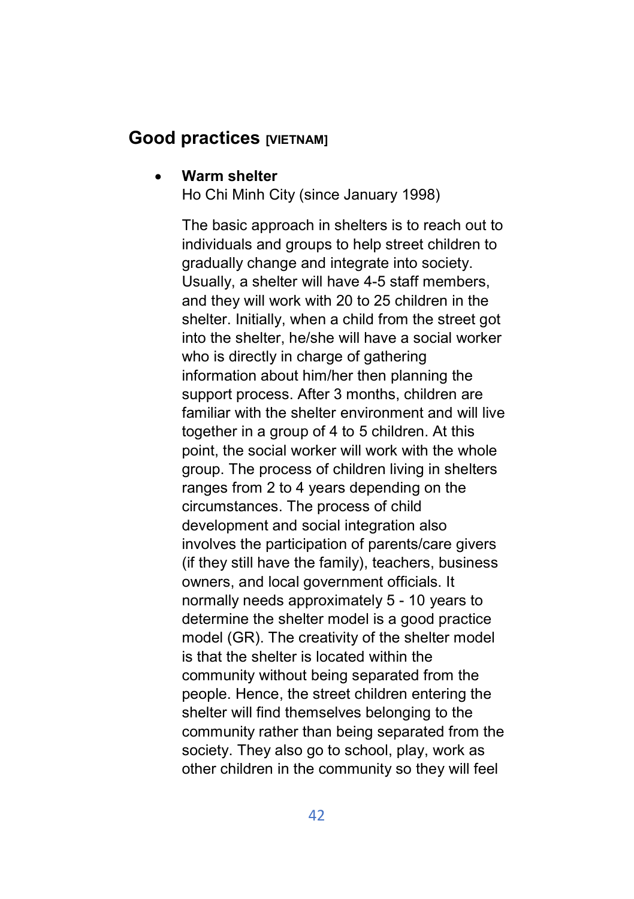## Good practices [VIETNAM]

- **Warm shelter**
  Ho Chi Minh City (since January 1998)

  The basic approach in shelters is to reach out to individuals and groups to help street children to gradually change and integrate into society. Usually, a shelter will have 4-5 staff members, and they will work with 20 to 25 children in the shelter. Initially, when a child from the street got into the shelter, he/she will have a social worker who is directly in charge of gathering information about him/her then planning the support process. After 3 months, children are familiar with the shelter environment and will live together in a group of 4 to 5 children. At this point, the social worker will work with the whole group. The process of children living in shelters ranges from 2 to 4 years depending on the circumstances. The process of child development and social integration also involves the participation of parents/care givers (if they still have the family), teachers, business owners, and local government officials. It normally needs approximately 5 - 10 years to determine the shelter model is a good practice model (GR). The creativity of the shelter model is that the shelter is located within the community without being separated from the people. Hence, the street children entering the shelter will find themselves belonging to the community rather than being separated from the society. They also go to school, play, work as other children in the community so they will feel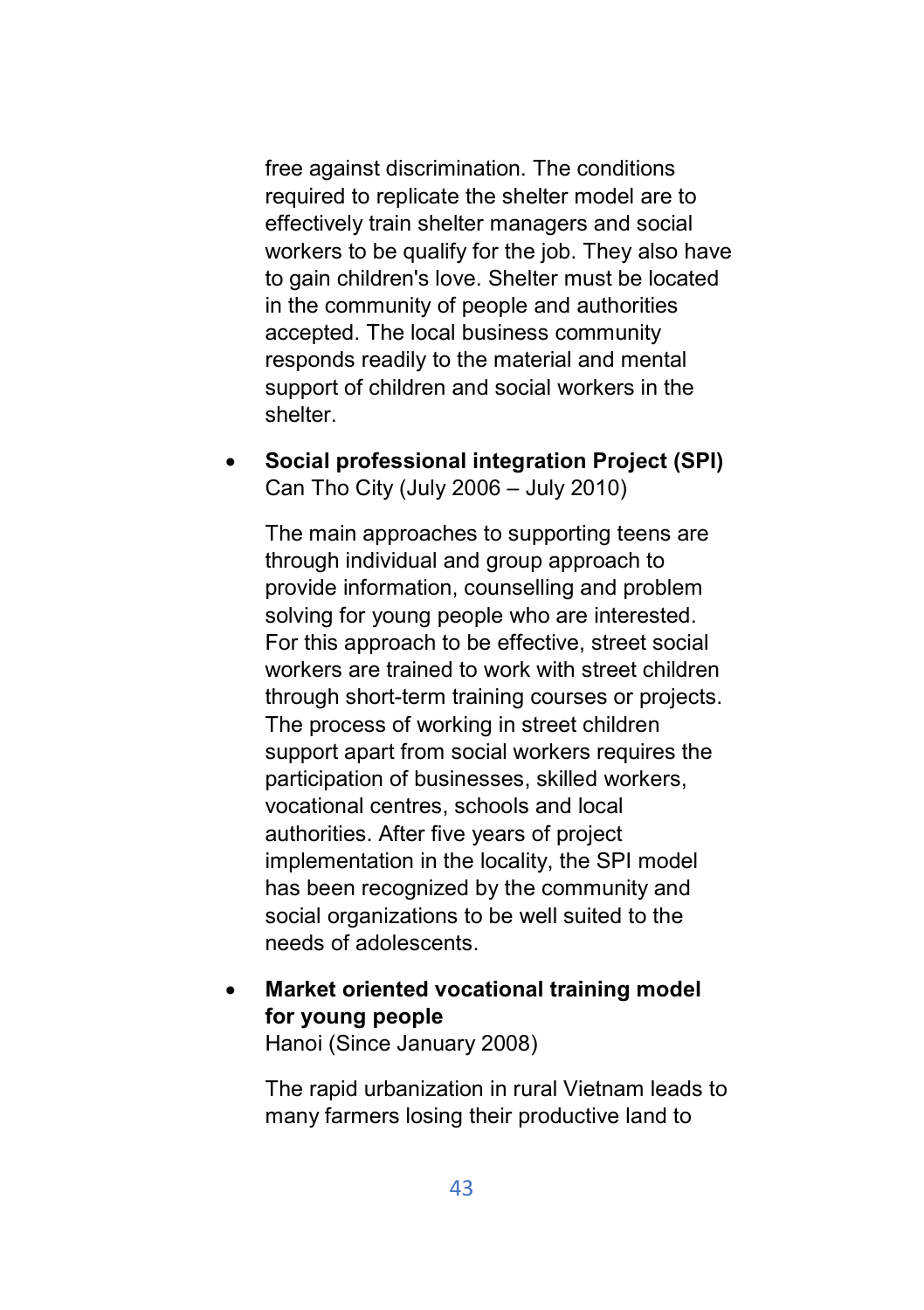free against discrimination. The conditions required to replicate the shelter model are to effectively train shelter managers and social workers to be qualify for the job. They also have to gain children's love. Shelter must be located in the community of people and authorities accepted. The local business community responds readily to the material and mental support of children and social workers in the shelter.

- **Social professional integration Project (SPI)**
  Can Tho City (July 2006 – July 2010)

  The main approaches to supporting teens are through individual and group approach to provide information, counselling and problem solving for young people who are interested. For this approach to be effective, street social workers are trained to work with street children through short-term training courses or projects. The process of working in street children support apart from social workers requires the participation of businesses, skilled workers, vocational centres, schools and local authorities. After five years of project implementation in the locality, the SPI model has been recognized by the community and social organizations to be well suited to the needs of adolescents.

- **Market oriented vocational training model for young people**
  Hanoi (Since January 2008)

  The rapid urbanization in rural Vietnam leads to many farmers losing their productive land to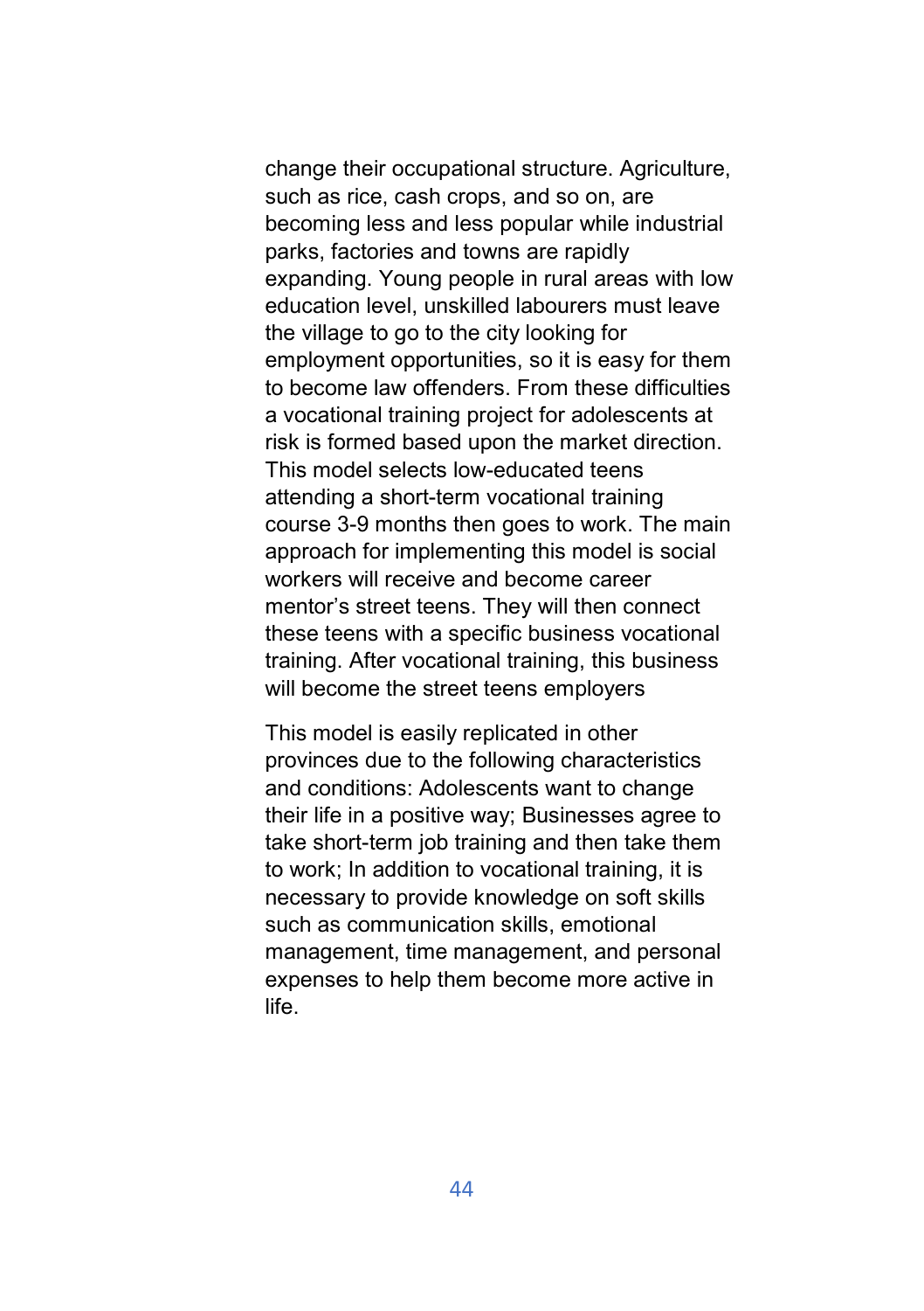change their occupational structure. Agriculture, such as rice, cash crops, and so on, are becoming less and less popular while industrial parks, factories and towns are rapidly expanding. Young people in rural areas with low education level, unskilled labourers must leave the village to go to the city looking for employment opportunities, so it is easy for them to become law offenders. From these difficulties a vocational training project for adolescents at risk is formed based upon the market direction. This model selects low-educated teens attending a short-term vocational training course 3-9 months then goes to work. The main approach for implementing this model is social workers will receive and become career mentor's street teens. They will then connect these teens with a specific business vocational training. After vocational training, this business will become the street teens employers

This model is easily replicated in other provinces due to the following characteristics and conditions: Adolescents want to change their life in a positive way; Businesses agree to take short-term job training and then take them to work; In addition to vocational training, it is necessary to provide knowledge on soft skills such as communication skills, emotional management, time management, and personal expenses to help them become more active in life.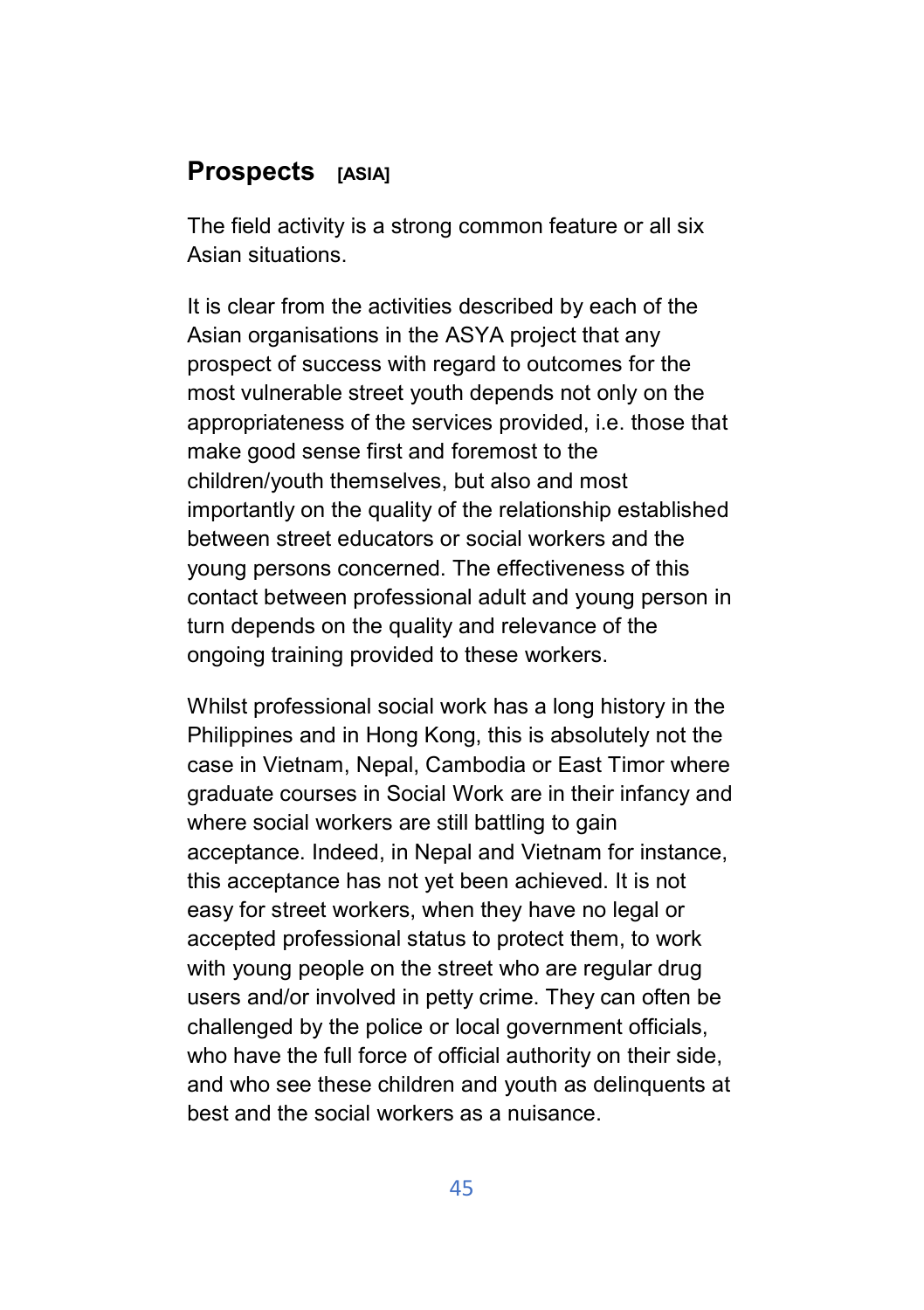## Prospects [ASIA]

The field activity is a strong common feature or all six Asian situations.

It is clear from the activities described by each of the Asian organisations in the ASYA project that any prospect of success with regard to outcomes for the most vulnerable street youth depends not only on the appropriateness of the services provided, i.e. those that make good sense first and foremost to the children/youth themselves, but also and most importantly on the quality of the relationship established between street educators or social workers and the young persons concerned. The effectiveness of this contact between professional adult and young person in turn depends on the quality and relevance of the ongoing training provided to these workers.

Whilst professional social work has a long history in the Philippines and in Hong Kong, this is absolutely not the case in Vietnam, Nepal, Cambodia or East Timor where graduate courses in Social Work are in their infancy and where social workers are still battling to gain acceptance. Indeed, in Nepal and Vietnam for instance, this acceptance has not yet been achieved. It is not easy for street workers, when they have no legal or accepted professional status to protect them, to work with young people on the street who are regular drug users and/or involved in petty crime. They can often be challenged by the police or local government officials, who have the full force of official authority on their side, and who see these children and youth as delinquents at best and the social workers as a nuisance.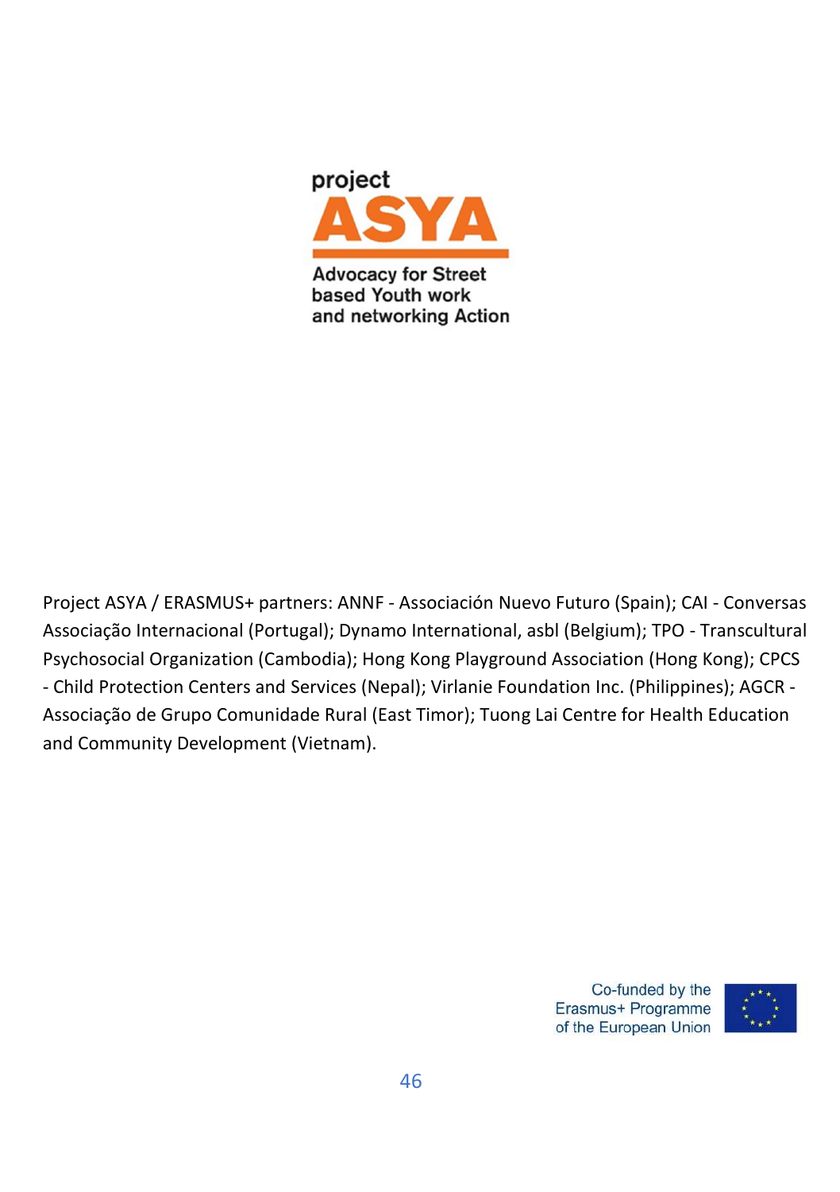project

ASYA

Advocacy for Street based Youth work and networking Action

Project ASYA / ERASMUS+ partners: ANNF - Associación Nuevo Futuro (Spain); CAI - Conversas Associação Internacional (Portugal); Dynamo International, asbl (Belgium); TPO - Transcultural Psychosocial Organization (Cambodia); Hong Kong Playground Association (Hong Kong); CPCS - Child Protection Centers and Services (Nepal); Virlanie Foundation Inc. (Philippines); AGCR - Associação de Grupo Comunidade Rural (East Timor); Tuong Lai Centre for Health Education and Community Development (Vietnam).

Co-funded by the Erasmus+ Programme of the European Union